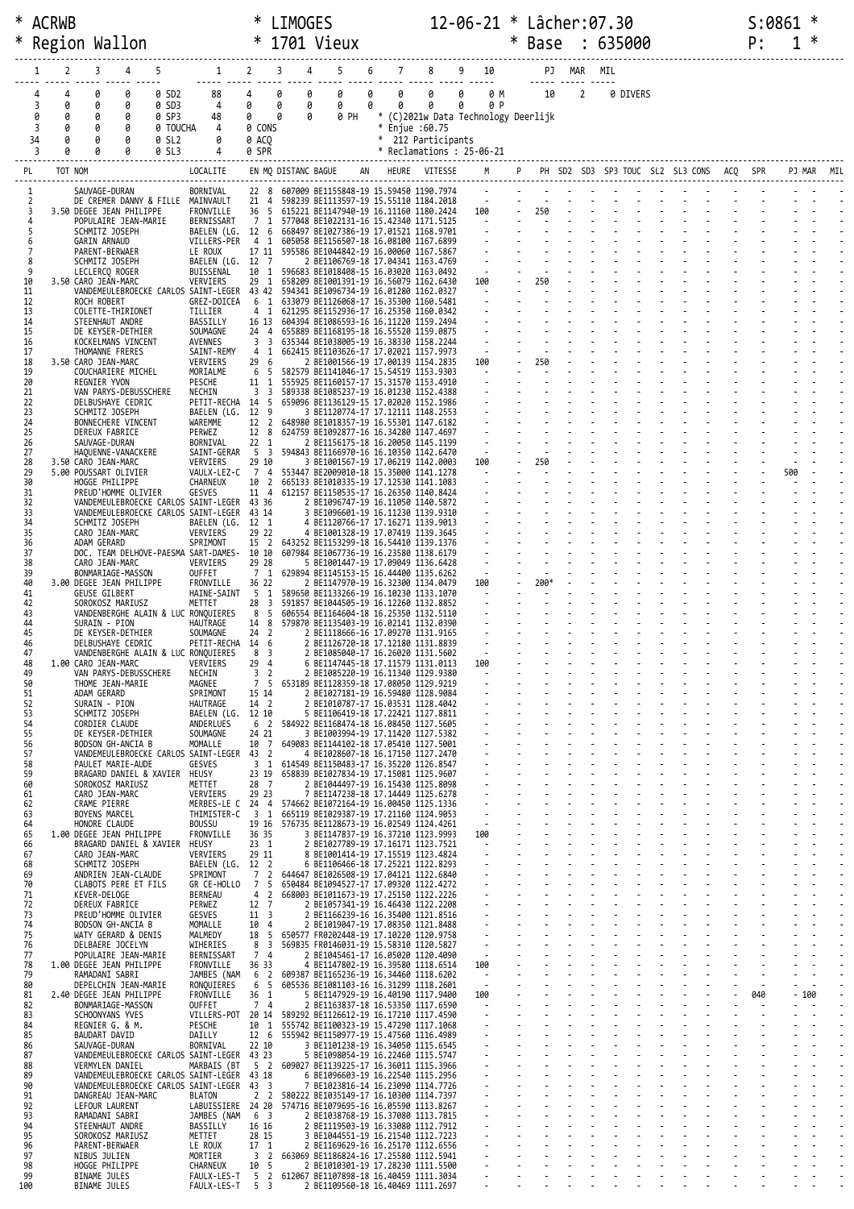```
* ACRWB                        * LIMOGES            12-06-21 * Lâcher:07.30                                S:0861 *
* Region Wallon                * 1701 Vieux                  * Base  : 635000                              P:   1 *

  1   2   3   4   5          1   2   3   4   5   6   7   8   9   10         PJ  MAR  MIL
  4   4   0   0   0 SD2     88   4   0   0   0   0   0   0   0   0 M        10   2    0 DIVERS
  3   0   0   0   0 SD3      4   0   0   0   0   0   0   0   0   0 P
  0   0   0   0   0 SP3     48   0   0   0   0 PH   * (C)2021w Data Technology Deerlijk
  3   0   0   0   0 TOUCHA   4   0 CONS             * Enjue :60.75
 34   0   0   0   0 SL2      0   0 ACQ              *  212 Participants
  3   0   0   0   0 SL3      4   0 SPR              * Reclamations : 25-06-21
```

| PL | TOT | NOM | LOCALITE | EN | MQ | DISTANC | BAGUE | AN | HEURE | VITESSE | M | P | PH | SD2 | SD3 | SP3 | TOUC | SL2 | SL3 | CONS | ACQ | SPR | PJ | MAR | MIL |
|---|---|---|---|---|---|---|---|---|---|---|---|---|---|---|---|---|---|---|---|---|---|---|---|---|---|
| 1 | | SAUVAGE-DURAN | BORNIVAL | 22 | 8 | 607009 | BE1155848-19 | | 15.59450 | 1190.7974 | - | - | - | - | - | - | - | - | - | - | - | - | - | - | - |
| 2 | | DE CREMER DANNY & FILLE | MAINVAULT | 21 | 4 | 598239 | BE1113597-19 | | 15.55110 | 1184.2018 | - | - | - | - | - | - | - | - | - | - | - | - | - | - | - |
| 3 | 3.50 | DEGEE JEAN PHILIPPE | FRONVILLE | 36 | 5 | 615221 | BE1147940-19 | | 16.11160 | 1180.2424 | 100 | - | 250 | - | - | - | - | - | - | - | - | - | - | - | - |
| 4 | | POPULAIRE JEAN-MARIE | BERNISSART | 7 | 1 | 577048 | BE1022131-16 | | 15.42340 | 1171.5125 | - | - | - | - | - | - | - | - | - | - | - | - | - | - | - |
| 5 | | SCHMITZ JOSEPH | BAELEN (LG. | 12 | 6 | 668497 | BE1027386-19 | | 17.01521 | 1168.9701 | - | - | - | - | - | - | - | - | - | - | - | - | - | - | - |
| 6 | | GARIN ARNAUD | VILLERS-PER | 4 | 1 | 605058 | BE1156507-18 | | 16.08100 | 1167.6899 | - | - | - | - | - | - | - | - | - | - | - | - | - | - | - |
| 7 | | PARENT-BERWAER | LE ROUX | 17 | 11 | 595586 | BE1044842-19 | | 16.00060 | 1167.5867 | - | - | - | - | - | - | - | - | - | - | - | - | - | - | - |
| 8 | | SCHMITZ JOSEPH | BAELEN (LG. | 12 | 7 | 2 | BE1106769-18 | | 17.04341 | 1163.4769 | - | - | - | - | - | - | - | - | - | - | - | - | - | - | - |
| 9 | | LECLERCQ ROGER | BUISSENAL | 10 | 1 | 596683 | BE1018408-15 | | 16.03020 | 1163.0492 | - | - | - | - | - | - | - | - | - | - | - | - | - | - | - |
| 10 | 3.50 | CARO JEAN-MARC | VERVIERS | 29 | 1 | 658209 | BE1001391-19 | | 16.56079 | 1162.6430 | 100 | - | 250 | - | - | - | - | - | - | - | - | - | - | - | - |
| 11 | | VANDEMEULEBROECKE CARLOS | SAINT-LEGER | 43 | 42 | 594341 | BE1096734-19 | | 16.01280 | 1162.0327 | - | - | - | - | - | - | - | - | - | - | - | - | - | - | - |
| 12 | | ROCH ROBERT | GREZ-DOICEA | 6 | 1 | 633079 | BE1126068-17 | | 16.35300 | 1160.5481 | - | - | - | - | - | - | - | - | - | - | - | - | - | - | - |
| 13 | | COLETTE-THIRIONET | TILLIER | 4 | 1 | 621295 | BE1152936-17 | | 16.25350 | 1160.0342 | - | - | - | - | - | - | - | - | - | - | - | - | - | - | - |
| 14 | | STEENHAUT ANDRE | BASSILLY | 16 | 13 | 604394 | BE1086593-16 | | 16.11220 | 1159.2494 | - | - | - | - | - | - | - | - | - | - | - | - | - | - | - |
| 15 | | DE KEYSER-DETHIER | SOUMAGNE | 24 | 4 | 655889 | BE1168195-18 | | 16.55520 | 1159.0875 | - | - | - | - | - | - | - | - | - | - | - | - | - | - | - |
| 16 | | KOCKELMANS VINCENT | AVENNES | 3 | 3 | 635344 | BE1038005-19 | | 16.38330 | 1158.2244 | - | - | - | - | - | - | - | - | - | - | - | - | - | - | - |
| 17 | | THOMANNE FRERES | SAINT-REMY | 4 | 1 | 662415 | BE1103626-17 | | 17.02021 | 1157.9973 | - | - | - | - | - | - | - | - | - | - | - | - | - | - | - |
| 18 | 3.50 | CARO JEAN-MARC | VERVIERS | 29 | 6 | 2 | BE1001566-19 | | 17.00139 | 1154.2835 | 100 | - | 250 | - | - | - | - | - | - | - | - | - | - | - | - |
| 19 | | COUCHARIERE MICHEL | MORIALME | 6 | 5 | 582579 | BE1141046-17 | | 16.54519 | 1153.9303 | - | - | - | - | - | - | - | - | - | - | - | - | - | - | - |
| 20 | | REGNIER YVON | PESCHE | 11 | 1 | 555925 | BE1160157-17 | | 16.31570 | 1153.4910 | - | - | - | - | - | - | - | - | - | - | - | - | - | - | - |
| 21 | | VAN PARYS-DEBUSSCHERE | NECHIN | 3 | 3 | 589338 | BE1085237-19 | | 16.01230 | 1152.4388 | - | - | - | - | - | - | - | - | - | - | - | - | - | - | - |
| 22 | | DELBUSHAYE CEDRIC | PETIT-RECHA | 14 | 5 | 659096 | BE1136129-15 | | 17.02020 | 1152.1986 | - | - | - | - | - | - | - | - | - | - | - | - | - | - | - |
| 23 | | SCHMITZ JOSEPH | BAELEN (LG. | 12 | 9 | 3 | BE1120774-17 | | 17.12111 | 1148.2553 | - | - | - | - | - | - | - | - | - | - | - | - | - | - | - |
| 24 | | BONNECHERE VINCENT | WAREMME | 12 | 2 | 648980 | BE1018357-19 | | 16.55301 | 1147.6182 | - | - | - | - | - | - | - | - | - | - | - | - | - | - | - |
| 25 | | DEREUX FABRICE | PERWEZ | 12 | 8 | 624759 | BE1092877-16 | | 16.34280 | 1147.4697 | - | - | - | - | - | - | - | - | - | - | - | - | - | - | - |
| 26 | | SAUVAGE-DURAN | BORNIVAL | 22 | 1 | 2 | BE1156175-18 | | 16.20050 | 1145.1199 | - | - | - | - | - | - | - | - | - | - | - | - | - | - | - |
| 27 | | HAQUENNE-VANACKERE | SAINT-GERAR | 5 | 3 | 594843 | BE1166970-16 | | 16.10350 | 1142.6470 | - | - | - | - | - | - | - | - | - | - | - | - | - | - | - |
| 28 | 3.50 | CARO JEAN-MARC | VERVIERS | 29 | 10 | 3 | BE1001567-19 | | 17.06219 | 1142.0003 | 100 | - | 250 | - | - | - | - | - | - | - | - | - | - | - | - |
| 29 | 5.00 | POUSSART OLIVIER | VAULX-LEZ-C | 7 | 4 | 553447 | BE2009010-18 | | 15.35000 | 1141.1278 | - | - | - | - | - | - | - | - | - | - | - | 500 | - | - | - |
| 30 | | HOGGE PHILIPPE | CHARNEUX | 10 | 2 | 665133 | BE1010335-19 | | 17.12530 | 1141.1083 | - | - | - | - | - | - | - | - | - | - | - | - | - | - | - |
| 31 | | PREUD'HOMME OLIVIER | GESVES | 11 | 4 | 612157 | BE1150535-17 | | 16.26350 | 1140.8424 | - | - | - | - | - | - | - | - | - | - | - | - | - | - | - |
| 32 | | VANDEMEULEBROECKE CARLOS | SAINT-LEGER | 43 | 36 | 2 | BE1096747-19 | | 16.11050 | 1140.5872 | - | - | - | - | - | - | - | - | - | - | - | - | - | - | - |
| 33 | | VANDEMEULEBROECKE CARLOS | SAINT-LEGER | 43 | 14 | 3 | BE1096601-19 | | 16.11230 | 1139.9310 | - | - | - | - | - | - | - | - | - | - | - | - | - | - | - |
| 34 | | SCHMITZ JOSEPH | BAELEN (LG. | 12 | 1 | 4 | BE1120766-17 | | 17.16271 | 1139.9013 | - | - | - | - | - | - | - | - | - | - | - | - | - | - | - |
| 35 | | CARO JEAN-MARC | VERVIERS | 29 | 22 | 4 | BE1001328-19 | | 17.07419 | 1139.3645 | - | - | - | - | - | - | - | - | - | - | - | - | - | - | - |
| 36 | | ADAM GERARD | SPRIMONT | 15 | 2 | 643252 | BE1153299-18 | | 16.54410 | 1139.1376 | - | - | - | - | - | - | - | - | - | - | - | - | - | - | - |
| 37 | | DOC. TEAM DELHOVE-PAESMA | SART-DAMES- | 10 | 10 | 607984 | BE1067736-19 | | 16.23580 | 1138.6179 | - | - | - | - | - | - | - | - | - | - | - | - | - | - | - |
| 38 | | CARO JEAN-MARC | VERVIERS | 29 | 28 | 5 | BE1001447-19 | | 17.09049 | 1136.6428 | - | - | - | - | - | - | - | - | - | - | - | - | - | - | - |
| 39 | | BONMARIAGE-MASSON | OUFFET | 7 | 1 | 629894 | BE1145153-15 | | 16.44400 | 1135.6262 | - | - | - | - | - | - | - | - | - | - | - | - | - | - | - |
| 40 | 3.00 | DEGEE JEAN PHILIPPE | FRONVILLE | 36 | 22 | 2 | BE1147970-19 | | 16.32300 | 1134.0479 | 100 | - | 200* | - | - | - | - | - | - | - | - | - | - | - | - |
| 41 | | GEUSE GILBERT | HAINE-SAINT | 5 | 1 | 589650 | BE1133266-19 | | 16.10230 | 1133.1070 | - | - | - | - | - | - | - | - | - | - | - | - | - | - | - |
| 42 | | SOROKOSZ MARIUSZ | METTET | 28 | 3 | 591857 | BE1044505-19 | | 16.12260 | 1132.8852 | - | - | - | - | - | - | - | - | - | - | - | - | - | - | - |
| 43 | | VANDENBERGHE ALAIN & LUC | RONQUIERES | 8 | 5 | 606554 | BE1164604-18 | | 16.25350 | 1132.5110 | - | - | - | - | - | - | - | - | - | - | - | - | - | - | - |
| 44 | | SURAIN - PION | HAUTRAGE | 14 | 8 | 579870 | BE1135403-19 | | 16.02141 | 1132.0390 | - | - | - | - | - | - | - | - | - | - | - | - | - | - | - |
| 45 | | DE KEYSER-DETHIER | SOUMAGNE | 24 | 2 | 2 | BE1118666-16 | | 17.09270 | 1131.9165 | - | - | - | - | - | - | - | - | - | - | - | - | - | - | - |
| 46 | | DELBUSHAYE CEDRIC | PETIT-RECHA | 14 | 6 | 2 | BE1126720-18 | | 17.12180 | 1131.8839 | - | - | - | - | - | - | - | - | - | - | - | - | - | - | - |
| 47 | | VANDENBERGHE ALAIN & LUC | RONQUIERES | 8 | 3 | 2 | BE1085040-17 | | 16.26020 | 1131.5602 | - | - | - | - | - | - | - | - | - | - | - | - | - | - | - |
| 48 | 1.00 | CARO JEAN-MARC | VERVIERS | 29 | 4 | 6 | BE1147445-18 | | 17.11579 | 1131.0113 | 100 | - | - | - | - | - | - | - | - | - | - | - | - | - | - |
| 49 | | VAN PARYS-DEBUSSCHERE | NECHIN | 3 | 2 | 2 | BE1085220-19 | | 16.11340 | 1129.9380 | - | - | - | - | - | - | - | - | - | - | - | - | - | - | - |
| 50 | | THOME JEAN-MARIE | MAGNEE | 7 | 5 | 653189 | BE1128359-18 | | 17.08050 | 1129.9219 | - | - | - | - | - | - | - | - | - | - | - | - | - | - | - |
| 51 | | ADAM GERARD | SPRIMONT | 15 | 14 | 2 | BE1027181-19 | | 16.59480 | 1128.9084 | - | - | - | - | - | - | - | - | - | - | - | - | - | - | - |
| 52 | | SURAIN - PION | HAUTRAGE | 14 | 2 | 2 | BE1010787-17 | | 16.03531 | 1128.4042 | - | - | - | - | - | - | - | - | - | - | - | - | - | - | - |
| 53 | | SCHMITZ JOSEPH | BAELEN (LG. | 12 | 10 | 5 | BE1106419-18 | | 17.22421 | 1127.8811 | - | - | - | - | - | - | - | - | - | - | - | - | - | - | - |
| 54 | | CORDIER CLAUDE | ANDERLUES | 6 | 2 | 584922 | BE1168474-18 | | 16.08450 | 1127.5605 | - | - | - | - | - | - | - | - | - | - | - | - | - | - | - |
| 55 | | DE KEYSER-DETHIER | SOUMAGNE | 24 | 21 | 3 | BE1003994-19 | | 17.11420 | 1127.5382 | - | - | - | - | - | - | - | - | - | - | - | - | - | - | - |
| 56 | | BODSON GH-ANCIA B | MOMALLE | 10 | 7 | 649083 | BE1144102-18 | | 17.05410 | 1127.5001 | - | - | - | - | - | - | - | - | - | - | - | - | - | - | - |
| 57 | | VANDEMEULEBROECKE CARLOS | SAINT-LEGER | 43 | 2 | 4 | BE1028607-18 | | 16.17150 | 1127.2470 | - | - | - | - | - | - | - | - | - | - | - | - | - | - | - |
| 58 | | PAULET MARIE-AUDE | GESVES | 3 | 1 | 614549 | BE1150483-17 | | 16.35220 | 1126.8547 | - | - | - | - | - | - | - | - | - | - | - | - | - | - | - |
| 59 | | BRAGARD DANIEL & XAVIER | HEUSY | 23 | 19 | 658839 | BE1027834-19 | | 17.15081 | 1125.9607 | - | - | - | - | - | - | - | - | - | - | - | - | - | - | - |
| 60 | | SOROKOSZ MARIUSZ | METTET | 28 | 7 | 2 | BE1044497-19 | | 16.15430 | 1125.8098 | - | - | - | - | - | - | - | - | - | - | - | - | - | - | - |
| 61 | | CARO JEAN-MARC | VERVIERS | 29 | 23 | 7 | BE1147238-18 | | 17.14449 | 1125.6278 | - | - | - | - | - | - | - | - | - | - | - | - | - | - | - |
| 62 | | CRAME PIERRE | MERBES-LE C | 24 | 4 | 574662 | BE1072164-19 | | 16.00450 | 1125.1336 | - | - | - | - | - | - | - | - | - | - | - | - | - | - | - |
| 63 | | BOYENS MARCEL | THIMISTER-C | 3 | 1 | 665119 | BE1029387-19 | | 17.21160 | 1124.9053 | - | - | - | - | - | - | - | - | - | - | - | - | - | - | - |
| 64 | | HONORE CLAUDE | BOUSSU | 19 | 16 | 576735 | BE1128673-19 | | 16.02549 | 1124.4261 | - | - | - | - | - | - | - | - | - | - | - | - | - | - | - |
| 65 | 1.00 | DEGEE JEAN PHILIPPE | FRONVILLE | 36 | 35 | 3 | BE1147837-19 | | 16.37210 | 1123.9993 | 100 | - | - | - | - | - | - | - | - | - | - | - | - | - | - |
| 66 | | BRAGARD DANIEL & XAVIER | HEUSY | 23 | 1 | 2 | BE1027789-19 | | 17.16171 | 1123.7521 | - | - | - | - | - | - | - | - | - | - | - | - | - | - | - |
| 67 | | CARO JEAN-MARC | VERVIERS | 29 | 11 | 8 | BE1001414-19 | | 17.15519 | 1123.4824 | - | - | - | - | - | - | - | - | - | - | - | - | - | - | - |
| 68 | | SCHMITZ JOSEPH | BAELEN (LG. | 12 | 2 | 6 | BE1106466-18 | | 17.25221 | 1122.8293 | - | - | - | - | - | - | - | - | - | - | - | - | - | - | - |
| 69 | | ANDRIEN JEAN-CLAUDE | SPRIMONT | 7 | 2 | 644647 | BE1026508-19 | | 17.04121 | 1122.6840 | - | - | - | - | - | - | - | - | - | - | - | - | - | - | - |
| 70 | | CLABOTS PERE ET FILS | GR CE-HOLLO | 7 | 5 | 650484 | BE1094527-17 | | 17.09320 | 1122.4272 | - | - | - | - | - | - | - | - | - | - | - | - | - | - | - |
| 71 | | KEVER-DELOGE | BERNEAU | 4 | 2 | 668003 | BE1011673-19 | | 17.25150 | 1122.2226 | - | - | - | - | - | - | - | - | - | - | - | - | - | - | - |
| 72 | | DEREUX FABRICE | PERWEZ | 12 | 7 | 2 | BE1057341-19 | | 16.46430 | 1122.2208 | - | - | - | - | - | - | - | - | - | - | - | - | - | - | - |
| 73 | | PREUD'HOMME OLIVIER | GESVES | 11 | 3 | 2 | BE1166239-16 | | 16.35400 | 1121.8516 | - | - | - | - | - | - | - | - | - | - | - | - | - | - | - |
| 74 | | BODSON GH-ANCIA B | MOMALLE | 10 | 4 | 2 | BE1019047-19 | | 17.08350 | 1121.8488 | - | - | - | - | - | - | - | - | - | - | - | - | - | - | - |
| 75 | | WATY GERARD & DENIS | MALMEDY | 18 | 5 | 650577 | FR0202448-19 | | 17.10220 | 1120.9758 | - | - | - | - | - | - | - | - | - | - | - | - | - | - | - |
| 76 | | DELBAERE JOCELYN | WIHERIES | 8 | 3 | 569835 | FR0146031-19 | | 15.58310 | 1120.5827 | - | - | - | - | - | - | - | - | - | - | - | - | - | - | - |
| 77 | | POPULAIRE JEAN-MARIE | BERNISSART | 7 | 4 | 2 | BE1045461-17 | | 16.05020 | 1120.4090 | - | - | - | - | - | - | - | - | - | - | - | - | - | - | - |
| 78 | 1.00 | DEGEE JEAN PHILIPPE | FRONVILLE | 36 | 33 | 4 | BE1147802-19 | | 16.39580 | 1118.6514 | 100 | - | - | - | - | - | - | - | - | - | - | - | - | - | - |
| 79 | | RAMADANI SABRI | JAMBES (NAM | 6 | 2 | 609387 | BE1165236-19 | | 16.34460 | 1118.6202 | - | - | - | - | - | - | - | - | - | - | - | - | - | - | - |
| 80 | | DEPELCHIN JEAN-MARIE | RONQUIERES | 6 | 5 | 605536 | BE1081103-16 | | 16.31299 | 1118.2601 | - | - | - | - | - | - | - | - | - | - | - | - | - | - | - |
| 81 | 2.40 | DEGEE JEAN PHILIPPE | FRONVILLE | 36 | 1 | 5 | BE1147929-19 | | 16.40190 | 1117.9400 | 100 | - | - | - | - | - | - | - | - | - | 040 | - | - | 100 | - |
| 82 | | BONMARIAGE-MASSON | OUFFET | 7 | 4 | 2 | BE1163837-18 | | 16.53350 | 1117.6590 | - | - | - | - | - | - | - | - | - | - | - | - | - | - | - |
| 83 | | SCHOONYANS YVES | VILLERS-POT | 20 | 14 | 589292 | BE1126612-19 | | 16.17210 | 1117.4590 | - | - | - | - | - | - | - | - | - | - | - | - | - | - | - |
| 84 | | REGNIER G. & M. | PESCHE | 10 | 1 | 555742 | BE1100323-19 | | 15.47290 | 1117.1068 | - | - | - | - | - | - | - | - | - | - | - | - | - | - | - |
| 85 | | BAUDART DAVID | DAILLY | 12 | 6 | 555942 | BE1150977-19 | | 15.47560 | 1116.4989 | - | - | - | - | - | - | - | - | - | - | - | - | - | - | - |
| 86 | | SAUVAGE-DURAN | BORNIVAL | 22 | 10 | 3 | BE1101238-19 | | 16.34050 | 1115.6545 | - | - | - | - | - | - | - | - | - | - | - | - | - | - | - |
| 87 | | VANDEMEULEBROECKE CARLOS | SAINT-LEGER | 43 | 23 | 5 | BE1098054-19 | | 16.22460 | 1115.5747 | - | - | - | - | - | - | - | - | - | - | - | - | - | - | - |
| 88 | | VERMYLEN DANIEL | MARBAIS (BT | 5 | 2 | 609027 | BE1139225-17 | | 16.36011 | 1115.3966 | - | - | - | - | - | - | - | - | - | - | - | - | - | - | - |
| 89 | | VANDEMEULEBROECKE CARLOS | SAINT-LEGER | 43 | 18 | 6 | BE1096603-19 | | 16.22540 | 1115.2956 | - | - | - | - | - | - | - | - | - | - | - | - | - | - | - |
| 90 | | VANDEMEULEBROECKE CARLOS | SAINT-LEGER | 43 | 3 | 7 | BE1023816-14 | | 16.23090 | 1114.7726 | - | - | - | - | - | - | - | - | - | - | - | - | - | - | - |
| 91 | | DANGREAU JEAN-MARC | BLATON | 2 | 2 | 580222 | BE1035149-17 | | 16.10300 | 1114.7397 | - | - | - | - | - | - | - | - | - | - | - | - | - | - | - |
| 92 | | LEFOUR LAURENT | LABUISSIERE | 24 | 20 | 574716 | BE1079695-16 | | 16.05590 | 1113.8267 | - | - | - | - | - | - | - | - | - | - | - | - | - | - | - |
| 93 | | RAMADANI SABRI | JAMBES (NAM | 6 | 3 | 2 | BE1038768-19 | | 16.37080 | 1113.7815 | - | - | - | - | - | - | - | - | - | - | - | - | - | - | - |
| 94 | | STEENHAUT ANDRE | BASSILLY | 16 | 16 | 2 | BE1119503-19 | | 16.33080 | 1112.7912 | - | - | - | - | - | - | - | - | - | - | - | - | - | - | - |
| 95 | | SOROKOSZ MARIUSZ | METTET | 28 | 15 | 3 | BE1044551-19 | | 16.21540 | 1112.7223 | - | - | - | - | - | - | - | - | - | - | - | - | - | - | - |
| 96 | | PARENT-BERWAER | LE ROUX | 17 | 1 | 2 | BE1169629-16 | | 16.25170 | 1112.6556 | - | - | - | - | - | - | - | - | - | - | - | - | - | - | - |
| 97 | | NIBUS JULIEN | MORTIER | 3 | 2 | 663069 | BE1186824-16 | | 17.25580 | 1112.5941 | - | - | - | - | - | - | - | - | - | - | - | - | - | - | - |
| 98 | | HOGGE PHILIPPE | CHARNEUX | 10 | 5 | 2 | BE1010301-19 | | 17.28330 | 1111.5500 | - | - | - | - | - | - | - | - | - | - | - | - | - | - | - |
| 99 | | BINAME JULES | FAULX-LES-T | 5 | 2 | 612067 | BE1107898-18 | | 16.40459 | 1111.3034 | - | - | - | - | - | - | - | - | - | - | - | - | - | - | - |
| 100 | | BINAME JULES | FAULX-LES-T | 5 | 3 | 2 | BE1109560-18 | | 16.40469 | 1111.2697 | - | - | - | - | - | - | - | - | - | - | - | - | - | - | - |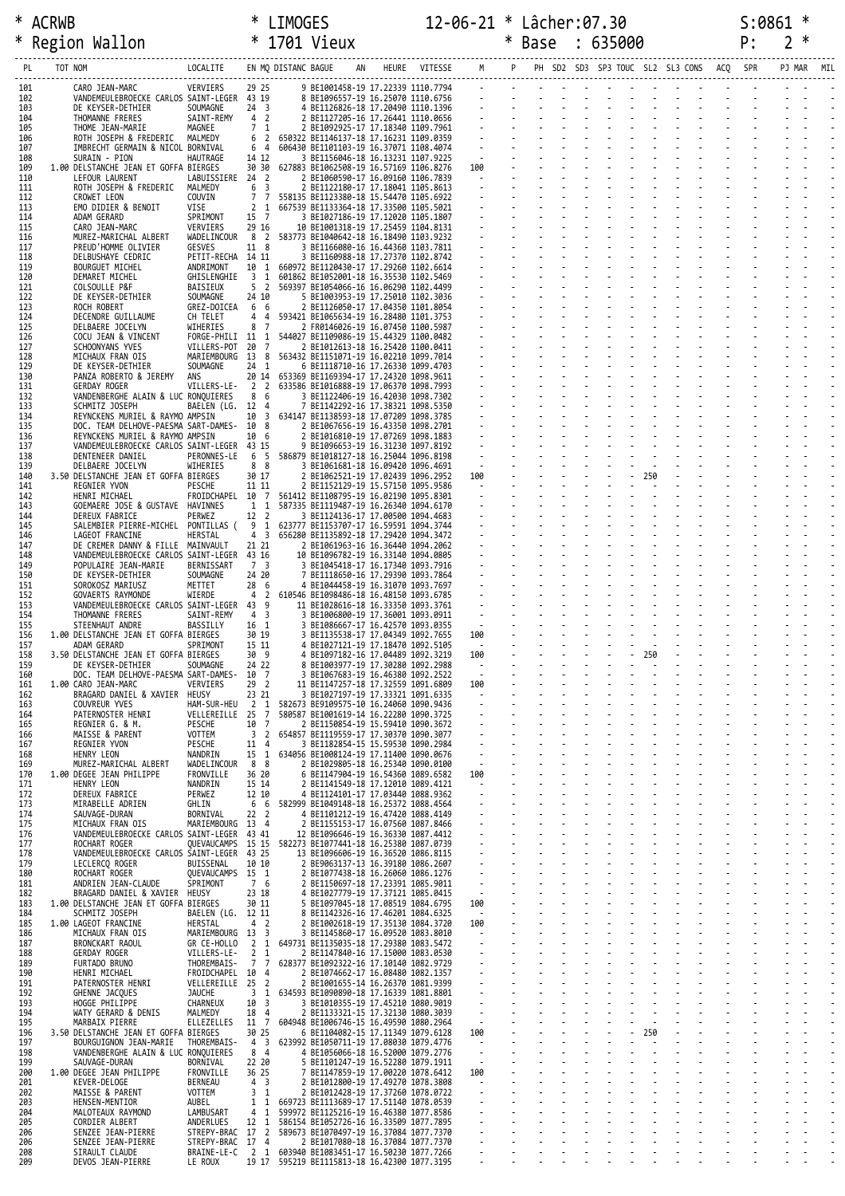**\* ACRWB \* LIMOGES 12-06-21 \* Lâcher:07.30 S:0861 \***

**\* Region Wallon \* 1701 Vieux \* Base : 635000 P: 2 \***

| PL | TOT | NOM | LOCALITE | EN | MQ | DISTANC | BAGUE | AN | HEURE | VITESSE | M | P | PH | SD2 | SD3 | SP3 | TOUC | SL2 | SL3 | CONS | ACQ | SPR | PJ | MAR | MIL |
|---|---|---|---|---|---|---|---|---|---|---|---|---|---|---|---|---|---|---|---|---|---|---|---|---|---|
| 101 | | CARO JEAN-MARC | VERVIERS | 29 | 25 | 9 | BE1001458 | 19 | 17.22339 | 1110.7794 | - | - | - | - | - | - | - | - | - | - | - | - | - | - | - |
| 102 | | VANDEMEULEBROECKE CARLOS | SAINT-LEGER | 43 | 19 | 8 | BE1096557 | 19 | 16.25070 | 1110.6756 | - | - | - | - | - | - | - | - | - | - | - | - | - | - | - |
| 103 | | DE KEYSER-DETHIER | SOUMAGNE | 24 | 3 | 4 | BE1126826 | 18 | 17.20490 | 1110.1396 | - | - | - | - | - | - | - | - | - | - | - | - | - | - | - |
| 104 | | THOMANNE FRERES | SAINT-REMY | 4 | 2 | 2 | BE1127205 | 16 | 17.26441 | 1110.0656 | - | - | - | - | - | - | - | - | - | - | - | - | - | - | - |
| 105 | | THOME JEAN-MARIE | MAGNEE | 7 | 1 | 2 | BE1092925 | 17 | 17.18340 | 1109.7961 | - | - | - | - | - | - | - | - | - | - | - | - | - | - | - |
| 106 | | ROTH JOSEPH & FREDERIC | MALMEDY | 6 | 2 | 650322 | BE1146137 | 18 | 17.16231 | 1109.0359 | - | - | - | - | - | - | - | - | - | - | - | - | - | - | - |
| 107 | | IMBRECHT GERMAIN & NICOL | BORNIVAL | 6 | 4 | 606430 | BE1101103 | 19 | 16.37071 | 1108.4074 | - | - | - | - | - | - | - | - | - | - | - | - | - | - | - |
| 108 | | SURAIN - PION | HAUTRAGE | 14 | 12 | 3 | BE1156046 | 18 | 16.13231 | 1107.9225 | - | - | - | - | - | - | - | - | - | - | - | - | - | - | - |
| 109 | 1.00 | DELSTANCHE JEAN ET GOFFA | BIERGES | 30 | 30 | 627883 | BE1062508 | 19 | 16.57169 | 1106.8276 | 100 | - | - | - | - | - | - | - | - | - | - | - | - | - | - |
| 110 | | LEFOUR LAURENT | LABUISSIERE | 24 | 2 | 2 | BE1060590 | 17 | 16.09160 | 1106.7839 | - | - | - | - | - | - | - | - | - | - | - | - | - | - | - |
| 111 | | ROTH JOSEPH & FREDERIC | MALMEDY | 6 | 3 | 2 | BE1122180 | 17 | 17.18041 | 1105.8613 | - | - | - | - | - | - | - | - | - | - | - | - | - | - | - |
| 112 | | CROWET LEON | COUVIN | 7 | 7 | 558135 | BE1123380 | 18 | 15.54470 | 1105.6922 | - | - | - | - | - | - | - | - | - | - | - | - | - | - | - |
| 113 | | EMO DIDIER & BENOIT | VISE | 2 | 1 | 667539 | BE1133364 | 18 | 17.33500 | 1105.5021 | - | - | - | - | - | - | - | - | - | - | - | - | - | - | - |
| 114 | | ADAM GERARD | SPRIMONT | 15 | 7 | 3 | BE1027186 | 19 | 17.12020 | 1105.1807 | - | - | - | - | - | - | - | - | - | - | - | - | - | - | - |
| 115 | | CARO JEAN-MARC | VERVIERS | 29 | 16 | 10 | BE1001318 | 19 | 17.25459 | 1104.8131 | - | - | - | - | - | - | - | - | - | - | - | - | - | - | - |
| 116 | | MUREZ-MARICHAL ALBERT | WADELINCOUR | 8 | 2 | 583773 | BE1040642 | 18 | 16.18490 | 1103.9232 | - | - | - | - | - | - | - | - | - | - | - | - | - | - | - |
| 117 | | PREUD'HOMME OLIVIER | GESVES | 11 | 8 | 3 | BE1166080 | 16 | 16.44360 | 1103.7811 | - | - | - | - | - | - | - | - | - | - | - | - | - | - | - |
| 118 | | DELBUSHAYE CEDRIC | PETIT-RECHA | 14 | 11 | 3 | BE1160988 | 18 | 17.27370 | 1102.8742 | - | - | - | - | - | - | - | - | - | - | - | - | - | - | - |
| 119 | | BOURGUET MICHEL | ANDRIMONT | 10 | 1 | 660972 | BE1120430 | 17 | 17.29260 | 1102.6614 | - | - | - | - | - | - | - | - | - | - | - | - | - | - | - |
| 120 | | DEMARET MICHEL | GHISLENGHIE | 3 | 1 | 601862 | BE1052001 | 18 | 16.35530 | 1102.5469 | - | - | - | - | - | - | - | - | - | - | - | - | - | - | - |
| 121 | | COLSOULLE P&F | BAISIEUX | 5 | 2 | 569397 | BE1054066 | 16 | 16.06290 | 1102.4499 | - | - | - | - | - | - | - | - | - | - | - | - | - | - | - |
| 122 | | DE KEYSER-DETHIER | SOUMAGNE | 24 | 10 | 5 | BE1003953 | 19 | 17.25010 | 1102.3036 | - | - | - | - | - | - | - | - | - | - | - | - | - | - | - |
| 123 | | ROCH ROBERT | GREZ-DOICEA | 6 | 6 | 2 | BE1126050 | 17 | 17.04350 | 1101.8054 | - | - | - | - | - | - | - | - | - | - | - | - | - | - | - |
| 124 | | DECENDRE GUILLAUME | CH TELET | 4 | 4 | 593421 | BE1065634 | 19 | 16.28480 | 1101.3753 | - | - | - | - | - | - | - | - | - | - | - | - | - | - | - |
| 125 | | DELBAERE JOCELYN | WIHERIES | 8 | 7 | 2 | FR0146026 | 19 | 16.07450 | 1100.5987 | - | - | - | - | - | - | - | - | - | - | - | - | - | - | - |
| 126 | | COCU JEAN & VINCENT | FORGE-PHILI | 11 | 1 | 544027 | BE1109086 | 19 | 15.44329 | 1100.0482 | - | - | - | - | - | - | - | - | - | - | - | - | - | - | - |
| 127 | | SCHOONYANS YVES | VILLERS-POT | 20 | 7 | 2 | BE1012613 | 18 | 16.25420 | 1100.0411 | - | - | - | - | - | - | - | - | - | - | - | - | - | - | - |
| 128 | | MICHAUX FRAN OIS | MARIEMBOURG | 13 | 8 | 563432 | BE1151071 | 19 | 16.02210 | 1099.7014 | - | - | - | - | - | - | - | - | - | - | - | - | - | - | - |
| 129 | | DE KEYSER-DETHIER | SOUMAGNE | 24 | 1 | 6 | BE1118710 | 16 | 17.26330 | 1099.4703 | - | - | - | - | - | - | - | - | - | - | - | - | - | - | - |
| 130 | | PANZA ROBERTO & JEREMY | ANS | 20 | 14 | 653369 | BE1169394 | 17 | 17.24320 | 1098.9611 | - | - | - | - | - | - | - | - | - | - | - | - | - | - | - |
| 131 | | GERDAY ROGER | VILLERS-LE- | 2 | 2 | 633586 | BE1016888 | 19 | 17.06370 | 1098.7993 | - | - | - | - | - | - | - | - | - | - | - | - | - | - | - |
| 132 | | VANDENBERGHE ALAIN & LUC | RONQUIERES | 8 | 6 | 3 | BE1122406 | 19 | 16.42030 | 1098.7302 | - | - | - | - | - | - | - | - | - | - | - | - | - | - | - |
| 133 | | SCHMITZ JOSEPH | BAELEN (LG. | 12 | 4 | 7 | BE1142292 | 16 | 17.38321 | 1098.5350 | - | - | - | - | - | - | - | - | - | - | - | - | - | - | - |
| 134 | | REYNCKENS MURIEL & RAYMO | AMPSIN | 10 | 3 | 634147 | BE1138593 | 18 | 17.07209 | 1098.3785 | - | - | - | - | - | - | - | - | - | - | - | - | - | - | - |
| 135 | | DOC. TEAM DELHOVE-PAESMA | SART-DAMES- | 10 | 8 | 2 | BE1067656 | 19 | 16.43350 | 1098.2701 | - | - | - | - | - | - | - | - | - | - | - | - | - | - | - |
| 136 | | REYNCKENS MURIEL & RAYMO | AMPSIN | 10 | 6 | 2 | BE1016810 | 19 | 17.07269 | 1098.1883 | - | - | - | - | - | - | - | - | - | - | - | - | - | - | - |
| 137 | | VANDEMEULEBROECKE CARLOS | SAINT-LEGER | 43 | 15 | 9 | BE1096653 | 19 | 16.31230 | 1097.8192 | - | - | - | - | - | - | - | - | - | - | - | - | - | - | - |
| 138 | | DENTENEER DANIEL | PERONNES-LE | 6 | 5 | 586879 | BE1018127 | 18 | 16.25044 | 1096.8198 | - | - | - | - | - | - | - | - | - | - | - | - | - | - | - |
| 139 | | DELBAERE JOCELYN | WIHERIES | 8 | 8 | 3 | BE1061681 | 18 | 16.09420 | 1096.4691 | - | - | - | - | - | - | - | - | - | - | - | - | - | - | - |
| 140 | 3.50 | DELSTANCHE JEAN ET GOFFA | BIERGES | 30 | 17 | 2 | BE1062521 | 19 | 17.02439 | 1096.2952 | 100 | - | - | - | - | 250 | - | - | - | - | - | - | - | - | - |
| 141 | | REGNIER YVON | PESCHE | 11 | 11 | 2 | BE1152129 | 19 | 15.57150 | 1095.9586 | - | - | - | - | - | - | - | - | - | - | - | - | - | - | - |
| 142 | | HENRI MICHAEL | FROIDCHAPEL | 10 | 7 | 561412 | BE1108795 | 19 | 16.02190 | 1095.8301 | - | - | - | - | - | - | - | - | - | - | - | - | - | - | - |
| 143 | | GOEMAERE JOSE & GUSTAVE | HAVINNES | 1 | 1 | 587335 | BE1119487 | 19 | 16.26340 | 1094.6170 | - | - | - | - | - | - | - | - | - | - | - | - | - | - | - |
| 144 | | DEREUX FABRICE | PERWEZ | 12 | 2 | 3 | BE1124136 | 17 | 17.00500 | 1094.4683 | - | - | - | - | - | - | - | - | - | - | - | - | - | - | - |
| 145 | | SALEMBIER PIERRE-MICHEL | PONTILLAS ( | 9 | 1 | 623777 | BE1153707 | 17 | 16.59591 | 1094.3744 | - | - | - | - | - | - | - | - | - | - | - | - | - | - | - |
| 146 | | LAGEOT FRANCINE | HERSTAL | 4 | 3 | 656280 | BE1135892 | 18 | 17.29420 | 1094.3472 | - | - | - | - | - | - | - | - | - | - | - | - | - | - | - |
| 147 | | DE CREMER DANNY & FILLE | MAINVAULT | 21 | 21 | 2 | BE1061963 | 16 | 16.36440 | 1094.2062 | - | - | - | - | - | - | - | - | - | - | - | - | - | - | - |
| 148 | | VANDEMEULEBROECKE CARLOS | SAINT-LEGER | 43 | 16 | 10 | BE1096782 | 19 | 16.33140 | 1094.0805 | - | - | - | - | - | - | - | - | - | - | - | - | - | - | - |
| 149 | | POPULAIRE JEAN-MARIE | BERNISSART | 7 | 3 | 3 | BE1045418 | 17 | 16.17340 | 1093.7916 | - | - | - | - | - | - | - | - | - | - | - | - | - | - | - |
| 150 | | DE KEYSER-DETHIER | SOUMAGNE | 24 | 20 | 7 | BE1118650 | 16 | 17.29390 | 1093.7864 | - | - | - | - | - | - | - | - | - | - | - | - | - | - | - |
| 151 | | SOROKOSZ MARIUSZ | METTET | 28 | 6 | 4 | BE1044458 | 19 | 16.31070 | 1093.7697 | - | - | - | - | - | - | - | - | - | - | - | - | - | - | - |
| 152 | | GOVAERTS RAYMONDE | WIERDE | 4 | 2 | 610546 | BE1098486 | 18 | 16.48150 | 1093.6785 | - | - | - | - | - | - | - | - | - | - | - | - | - | - | - |
| 153 | | VANDEMEULEBROECKE CARLOS | SAINT-LEGER | 43 | 9 | 11 | BE1028616 | 18 | 16.33350 | 1093.3761 | - | - | - | - | - | - | - | - | - | - | - | - | - | - | - |
| 154 | | THOMANNE FRERES | SAINT-REMY | 4 | 3 | 3 | BE1006800 | 19 | 17.36001 | 1093.0911 | - | - | - | - | - | - | - | - | - | - | - | - | - | - | - |
| 155 | | STEENHAUT ANDRE | BASSILLY | 16 | 1 | 3 | BE1086667 | 17 | 16.42570 | 1093.0355 | - | - | - | - | - | - | - | - | - | - | - | - | - | - | - |
| 156 | 1.00 | DELSTANCHE JEAN ET GOFFA | BIERGES | 30 | 19 | 3 | BE1135538 | 17 | 17.04349 | 1092.7655 | 100 | - | - | - | - | - | - | - | - | - | - | - | - | - | - |
| 157 | | ADAM GERARD | SPRIMONT | 15 | 11 | 4 | BE1027121 | 19 | 17.18470 | 1092.5105 | - | - | - | - | - | - | - | - | - | - | - | - | - | - | - |
| 158 | 3.50 | DELSTANCHE JEAN ET GOFFA | BIERGES | 30 | 9 | 4 | BE1097182 | 16 | 17.04489 | 1092.3219 | 100 | - | - | - | - | 250 | - | - | - | - | - | - | - | - | - |
| 159 | | DE KEYSER-DETHIER | SOUMAGNE | 24 | 22 | 8 | BE1003977 | 19 | 17.30280 | 1092.2988 | - | - | - | - | - | - | - | - | - | - | - | - | - | - | - |
| 160 | | DOC. TEAM DELHOVE-PAESMA | SART-DAMES- | 10 | 7 | 3 | BE1067683 | 19 | 16.46380 | 1092.2522 | - | - | - | - | - | - | - | - | - | - | - | - | - | - | - |
| 161 | 1.00 | CARO JEAN-MARC | VERVIERS | 29 | 2 | 11 | BE1147257 | 18 | 17.32559 | 1091.6809 | 100 | - | - | - | - | - | - | - | - | - | - | - | - | - | - |
| 162 | | BRAGARD DANIEL & XAVIER | HEUSY | 23 | 21 | 3 | BE1027197 | 19 | 17.33321 | 1091.6335 | - | - | - | - | - | - | - | - | - | - | - | - | - | - | - |
| 163 | | COUVREUR YVES | HAM-SUR-HEU | 2 | 1 | 582673 | BE9109575 | 10 | 16.24060 | 1090.9436 | - | - | - | - | - | - | - | - | - | - | - | - | - | - | - |
| 164 | | PATERNOSTER HENRI | VELLEREILLE | 25 | 7 | 580587 | BE1001619 | 14 | 16.22280 | 1090.3725 | - | - | - | - | - | - | - | - | - | - | - | - | - | - | - |
| 165 | | REGNIER G. & M. | PESCHE | 10 | 7 | 2 | BE1150854 | 19 | 15.59410 | 1090.3672 | - | - | - | - | - | - | - | - | - | - | - | - | - | - | - |
| 166 | | MAISSE & PARENT | VOTTEM | 3 | 2 | 654857 | BE1119559 | 17 | 17.30370 | 1090.3077 | - | - | - | - | - | - | - | - | - | - | - | - | - | - | - |
| 167 | | REGNIER YVON | PESCHE | 11 | 4 | 3 | BE1182854 | 15 | 15.59530 | 1090.2984 | - | - | - | - | - | - | - | - | - | - | - | - | - | - | - |
| 168 | | HENRY LEON | NANDRIN | 15 | 1 | 634056 | BE1008124 | 19 | 17.11400 | 1090.0676 | - | - | - | - | - | - | - | - | - | - | - | - | - | - | - |
| 169 | | MUREZ-MARICHAL ALBERT | WADELINCOUR | 8 | 8 | 2 | BE1029805 | 18 | 16.25340 | 1090.0100 | - | - | - | - | - | - | - | - | - | - | - | - | - | - | - |
| 170 | 1.00 | DEGEE JEAN PHILIPPE | FRONVILLE | 36 | 20 | 6 | BE1147904 | 19 | 16.54360 | 1089.6582 | 100 | - | - | - | - | - | - | - | - | - | - | - | - | - | - |
| 171 | | HENRY LEON | NANDRIN | 15 | 14 | 2 | BE1141549 | 18 | 17.12010 | 1089.4121 | - | - | - | - | - | - | - | - | - | - | - | - | - | - | - |
| 172 | | DEREUX FABRICE | PERWEZ | 12 | 10 | 4 | BE1124101 | 17 | 17.03440 | 1088.9362 | - | - | - | - | - | - | - | - | - | - | - | - | - | - | - |
| 173 | | MIRABELLE ADRIEN | GHLIN | 6 | 6 | 582999 | BE1049148 | 18 | 16.25372 | 1088.4564 | - | - | - | - | - | - | - | - | - | - | - | - | - | - | - |
| 174 | | SAUVAGE-DURAN | BORNIVAL | 22 | 2 | 4 | BE1101212 | 19 | 16.47420 | 1088.4149 | - | - | - | - | - | - | - | - | - | - | - | - | - | - | - |
| 175 | | MICHAUX FRAN OIS | MARIEMBOURG | 13 | 4 | 2 | BE1155153 | 17 | 16.07560 | 1087.8466 | - | - | - | - | - | - | - | - | - | - | - | - | - | - | - |
| 176 | | VANDEMEULEBROECKE CARLOS | SAINT-LEGER | 43 | 41 | 12 | BE1096646 | 19 | 16.36330 | 1087.4412 | - | - | - | - | - | - | - | - | - | - | - | - | - | - | - |
| 177 | | ROCHART ROGER | QUEVAUCAMPS | 15 | 15 | 582273 | BE1077441 | 18 | 16.25380 | 1087.0739 | - | - | - | - | - | - | - | - | - | - | - | - | - | - | - |
| 178 | | VANDEMEULEBROECKE CARLOS | SAINT-LEGER | 43 | 25 | 13 | BE1096606 | 19 | 16.36520 | 1086.8115 | - | - | - | - | - | - | - | - | - | - | - | - | - | - | - |
| 179 | | LECLERCQ ROGER | BUISSENAL | 10 | 10 | 2 | BE9063137 | 15 | 16.39180 | 1086.2607 | - | - | - | - | - | - | - | - | - | - | - | - | - | - | - |
| 180 | | ROCHART ROGER | QUEVAUCAMPS | 15 | 1 | 2 | BE1077438 | 18 | 16.26060 | 1086.1276 | - | - | - | - | - | - | - | - | - | - | - | - | - | - | - |
| 181 | | ANDRIEN JEAN-CLAUDE | SPRIMONT | 7 | 6 | 2 | BE1150697 | 18 | 17.23391 | 1085.9011 | - | - | - | - | - | - | - | - | - | - | - | - | - | - | - |
| 182 | | BRAGARD DANIEL & XAVIER | HEUSY | 23 | 18 | 4 | BE1027779 | 19 | 17.37121 | 1085.0415 | - | - | - | - | - | - | - | - | - | - | - | - | - | - | - |
| 183 | 1.00 | DELSTANCHE JEAN ET GOFFA | BIERGES | 30 | 11 | 5 | BE1097045 | 18 | 17.08519 | 1084.6795 | 100 | - | - | - | - | - | - | - | - | - | - | - | - | - | - |
| 184 | | SCHMITZ JOSEPH | BAELEN (LG. | 12 | 11 | 8 | BE1142326 | 16 | 17.46201 | 1084.6325 | - | - | - | - | - | - | - | - | - | - | - | - | - | - | - |
| 185 | 1.00 | LAGEOT FRANCINE | HERSTAL | 4 | 2 | 2 | BE1002618 | 19 | 17.35130 | 1084.3720 | 100 | - | - | - | - | - | - | - | - | - | - | - | - | - | - |
| 186 | | MICHAUX FRAN OIS | MARIEMBOURG | 13 | 3 | 3 | BE1145860 | 17 | 16.09520 | 1083.8010 | - | - | - | - | - | - | - | - | - | - | - | - | - | - | - |
| 187 | | BRONCKART RAOUL | GR CE-HOLLO | 2 | 1 | 649731 | BE1135035 | 18 | 17.29380 | 1083.5472 | - | - | - | - | - | - | - | - | - | - | - | - | - | - | - |
| 188 | | GERDAY ROGER | VILLERS-LE- | 2 | 1 | 2 | BE1147840 | 16 | 17.15000 | 1083.0530 | - | - | - | - | - | - | - | - | - | - | - | - | - | - | - |
| 189 | | FURTADO BRUNO | THOREMBAIS- | 7 | 7 | 628377 | BE1092322 | 16 | 17.10140 | 1082.9729 | - | - | - | - | - | - | - | - | - | - | - | - | - | - | - |
| 190 | | HENRI MICHAEL | FROIDCHAPEL | 10 | 4 | 2 | BE1074662 | 17 | 16.08480 | 1082.1357 | - | - | - | - | - | - | - | - | - | - | - | - | - | - | - |
| 191 | | PATERNOSTER HENRI | VELLEREILLE | 25 | 2 | 2 | BE1001655 | 14 | 16.26370 | 1081.9399 | - | - | - | - | - | - | - | - | - | - | - | - | - | - | - |
| 192 | | GHENNE JACQUES | JAUCHE | 3 | 1 | 634593 | BE1090890 | 18 | 17.16339 | 1081.8801 | - | - | - | - | - | - | - | - | - | - | - | - | - | - | - |
| 193 | | HOGGE PHILIPPE | CHARNEUX | 10 | 3 | 3 | BE1010355 | 19 | 17.45210 | 1080.9019 | - | - | - | - | - | - | - | - | - | - | - | - | - | - | - |
| 194 | | WATY GERARD & DENIS | MALMEDY | 18 | 4 | 2 | BE1133321 | 15 | 17.32130 | 1080.3039 | - | - | - | - | - | - | - | - | - | - | - | - | - | - | - |
| 195 | | MARBAIX PIERRE | ELLEZELLES | 11 | 7 | 604948 | BE1006746 | 15 | 16.49590 | 1080.2964 | - | - | - | - | - | - | - | - | - | - | - | - | - | - | - |
| 196 | 3.50 | DELSTANCHE JEAN ET GOFFA | BIERGES | 30 | 25 | 6 | BE1104082 | 15 | 17.11349 | 1079.6128 | 100 | - | - | - | - | 250 | - | - | - | - | - | - | - | - | - |
| 197 | | BOURGUIGNON JEAN-MARIE | THOREMBAIS- | 4 | 3 | 623992 | BE1050711 | 19 | 17.08030 | 1079.4776 | - | - | - | - | - | - | - | - | - | - | - | - | - | - | - |
| 198 | | VANDENBERGHE ALAIN & LUC | RONQUIERES | 8 | 4 | 4 | BE1056066 | 18 | 16.52000 | 1079.2776 | - | - | - | - | - | - | - | - | - | - | - | - | - | - | - |
| 199 | | SAUVAGE-DURAN | BORNIVAL | 22 | 20 | 5 | BE1101247 | 19 | 16.52280 | 1079.1911 | - | - | - | - | - | - | - | - | - | - | - | - | - | - | - |
| 200 | 1.00 | DEGEE JEAN PHILIPPE | FRONVILLE | 36 | 25 | 7 | BE1147859 | 19 | 17.00220 | 1078.6412 | 100 | - | - | - | - | - | - | - | - | - | - | - | - | - | - |
| 201 | | KEVER-DELOGE | BERNEAU | 4 | 3 | 2 | BE1012800 | 19 | 17.49270 | 1078.3808 | - | - | - | - | - | - | - | - | - | - | - | - | - | - | - |
| 202 | | MAISSE & PARENT | VOTTEM | 3 | 1 | 2 | BE1012428 | 19 | 17.37260 | 1078.0722 | - | - | - | - | - | - | - | - | - | - | - | - | - | - | - |
| 203 | | HENSEN-MENTIOR | AUBEL | 1 | 1 | 669723 | BE1113689 | 17 | 17.51140 | 1078.0539 | - | - | - | - | - | - | - | - | - | - | - | - | - | - | - |
| 204 | | MALOTEAUX RAYMOND | LAMBUSART | 4 | 1 | 599972 | BE1125216 | 19 | 16.46380 | 1077.8586 | - | - | - | - | - | - | - | - | - | - | - | - | - | - | - |
| 205 | | CORDIER ALBERT | ANDERLUES | 12 | 1 | 586154 | BE1052726 | 16 | 16.33509 | 1077.7895 | - | - | - | - | - | - | - | - | - | - | - | - | - | - | - |
| 206 | | SENZEE JEAN-PIERRE | STREPY-BRAC | 17 | 2 | 589673 | BE1070497 | 19 | 16.37084 | 1077.7370 | - | - | - | - | - | - | - | - | - | - | - | - | - | - | - |
| 206 | | SENZEE JEAN-PIERRE | STREPY-BRAC | 17 | 4 | 2 | BE1017080 | 18 | 16.37084 | 1077.7370 | - | - | - | - | - | - | - | - | - | - | - | - | - | - | - |
| 208 | | SIRAULT CLAUDE | BRAINE-LE-C | 2 | 1 | 603940 | BE1083451 | 17 | 16.50230 | 1077.7266 | - | - | - | - | - | - | - | - | - | - | - | - | - | - | - |
| 209 | | DEVOS JEAN-PIERRE | LE ROUX | 19 | 17 | 595219 | BE1115813 | 18 | 16.42300 | 1077.3195 | - | - | - | - | - | - | - | - | - | - | - | - | - | - | - |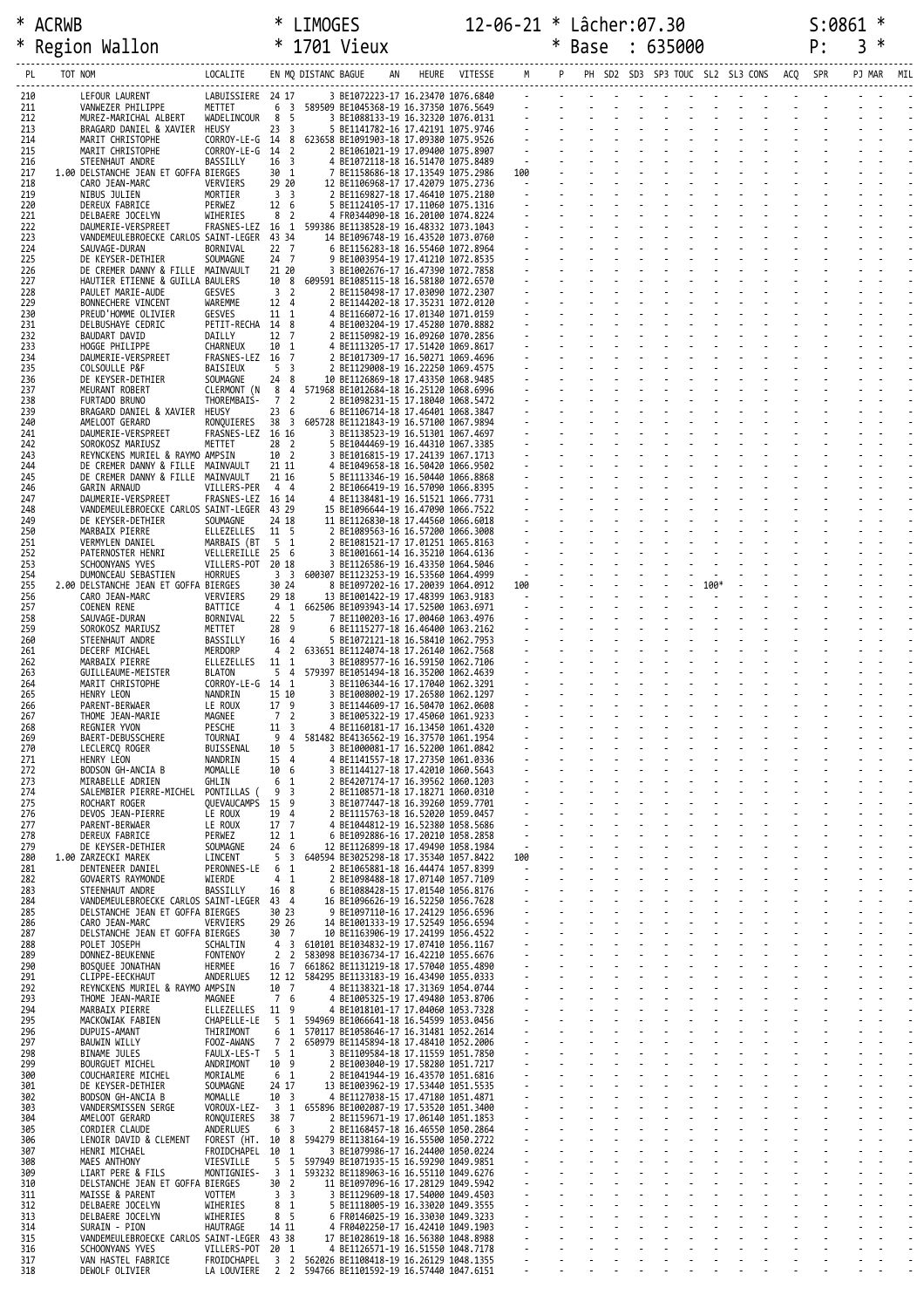\* ACRWB \* LIMOGES 12-06-21 \* Lâcher:07.30 S:0861 \*
\* Region Wallon \* 1701 Vieux \* Base : 635000 P: 3 \*

| PL | TOT NOM | LOCALITE | EN MQ | DISTANC | BAGUE | AN | HEURE | VITESSE | M | P | PH | SD2 | SD3 | SP3 | TOUC | SL2 | SL3 | CONS | ACQ | SPR | PJ | MAR | MIL |
|---|---|---|---|---|---|---|---|---|---|---|---|---|---|---|---|---|---|---|---|---|---|---|---|
| 210 | LEFOUR LAURENT | LABUISSIERE | 24 17 | | 3 BE1072223-17 | | 16.23470 | 1076.6840 | - | - | - | - | - | - | - | - | - | - | - | - | - | - | - |
| 211 | VANWEZER PHILIPPE | METTET | 6 3 | 589509 | BE1045368-19 | | 16.37350 | 1076.5649 | - | - | - | - | - | - | - | - | - | - | - | - | - | - | - |
| 212 | MUREZ-MARICHAL ALBERT | WADELINCOUR | 8 5 | | 3 BE1088133-19 | | 16.32320 | 1076.0131 | - | - | - | - | - | - | - | - | - | - | - | - | - | - | - |
| 213 | BRAGARD DANIEL & XAVIER | HEUSY | 23 3 | | 5 BE1141782-16 | | 17.42191 | 1075.9746 | - | - | - | - | - | - | - | - | - | - | - | - | - | - | - |
| 214 | MARIT CHRISTOPHE | CORROY-LE-G | 14 8 | 623658 | BE1091903-18 | | 17.09380 | 1075.9526 | - | - | - | - | - | - | - | - | - | - | - | - | - | - | - |
| 215 | MARIT CHRISTOPHE | CORROY-LE-G | 14 2 | | 2 BE1061021-19 | | 17.09400 | 1075.8907 | - | - | - | - | - | - | - | - | - | - | - | - | - | - | - |
| 216 | STEENHAUT ANDRE | BASSILLY | 16 3 | | 4 BE1072118-18 | | 16.51470 | 1075.8489 | - | - | - | - | - | - | - | - | - | - | - | - | - | - | - |
| 217 | 1.00 DELSTANCHE JEAN ET GOFFA | BIERGES | 30 1 | | 7 BE1158686-18 | | 17.13549 | 1075.2986 | 100 | - | - | - | - | - | - | - | - | - | - | - | - | - | - |
| 218 | CARO JEAN-MARC | VERVIERS | 29 20 | | 12 BE1106968-17 | | 17.42079 | 1075.2736 | - | - | - | - | - | - | - | - | - | - | - | - | - | - | - |
| 219 | NIBUS JULIEN | MORTIER | 3 3 | | 2 BE1169827-18 | | 17.46410 | 1075.2180 | - | - | - | - | - | - | - | - | - | - | - | - | - | - | - |
| 220 | DEREUX FABRICE | PERWEZ | 12 6 | | 5 BE1124105-17 | | 17.11060 | 1075.1316 | - | - | - | - | - | - | - | - | - | - | - | - | - | - | - |
| 221 | DELBAERE JOCELYN | WIHERIES | 8 2 | | 4 FR0344090-18 | | 16.20100 | 1074.8224 | - | - | - | - | - | - | - | - | - | - | - | - | - | - | - |
| 222 | DAUMERIE-VERSPREET | FRASNES-LEZ | 16 1 | 599386 | BE1138528-19 | | 16.48332 | 1073.1043 | - | - | - | - | - | - | - | - | - | - | - | - | - | - | - |
| 223 | VANDEMEULEBROECKE CARLOS | SAINT-LEGER | 43 34 | | 14 BE1096748-19 | | 16.43520 | 1073.0760 | - | - | - | - | - | - | - | - | - | - | - | - | - | - | - |
| 224 | SAUVAGE-DURAN | BORNIVAL | 22 7 | | 6 BE1156283-18 | | 16.55460 | 1072.8964 | - | - | - | - | - | - | - | - | - | - | - | - | - | - | - |
| 225 | DE KEYSER-DETHIER | SOUMAGNE | 24 7 | | 9 BE1003954-19 | | 17.41210 | 1072.8535 | - | - | - | - | - | - | - | - | - | - | - | - | - | - | - |
| 226 | DE CREMER DANNY & FILLE | MAINVAULT | 21 20 | | 3 BE1002676-17 | | 16.47390 | 1072.7858 | - | - | - | - | - | - | - | - | - | - | - | - | - | - | - |
| 227 | HAUTIER ETIENNE & GUILLA | BAULERS | 10 8 | 609591 | BE1085115-18 | | 16.58180 | 1072.6570 | - | - | - | - | - | - | - | - | - | - | - | - | - | - | - |
| 228 | PAULET MARIE-AUDE | GESVES | 3 2 | | 2 BE1150498-17 | | 17.03090 | 1072.2307 | - | - | - | - | - | - | - | - | - | - | - | - | - | - | - |
| 229 | BONNECHERE VINCENT | WAREMME | 12 4 | | 2 BE1144202-18 | | 17.35231 | 1072.0120 | - | - | - | - | - | - | - | - | - | - | - | - | - | - | - |
| 230 | PREUD'HOMME OLIVIER | GESVES | 11 1 | | 4 BE1166072-16 | | 17.01340 | 1071.0159 | - | - | - | - | - | - | - | - | - | - | - | - | - | - | - |
| 231 | DELBUSHAYE CEDRIC | PETIT-RECHA | 14 8 | | 4 BE1003204-19 | | 17.45280 | 1070.8882 | - | - | - | - | - | - | - | - | - | - | - | - | - | - | - |
| 232 | BAUDART DAVID | DAILLY | 12 7 | | 2 BE1150982-19 | | 16.09260 | 1070.2856 | - | - | - | - | - | - | - | - | - | - | - | - | - | - | - |
| 233 | HOGGE PHILIPPE | CHARNEUX | 10 1 | | 4 BE1113205-17 | | 17.51420 | 1069.8617 | - | - | - | - | - | - | - | - | - | - | - | - | - | - | - |
| 234 | DAUMERIE-VERSPREET | FRASNES-LEZ | 16 7 | | 2 BE1017309-17 | | 16.50271 | 1069.4696 | - | - | - | - | - | - | - | - | - | - | - | - | - | - | - |
| 235 | COLSOULLE P&F | BAISIEUX | 5 3 | | 2 BE1129008-19 | | 16.22250 | 1069.4575 | - | - | - | - | - | - | - | - | - | - | - | - | - | - | - |
| 236 | DE KEYSER-DETHIER | SOUMAGNE | 24 8 | | 10 BE1126869-18 | | 17.43350 | 1068.9485 | - | - | - | - | - | - | - | - | - | - | - | - | - | - | - |
| 237 | MEURANT ROBERT | CLERMONT (N | 8 4 | 571968 | BE1012684-18 | | 16.25120 | 1068.6996 | - | - | - | - | - | - | - | - | - | - | - | - | - | - | - |
| 238 | FURTADO BRUNO | THOREMBAIS- | 7 2 | | 2 BE1098231-15 | | 17.18040 | 1068.5472 | - | - | - | - | - | - | - | - | - | - | - | - | - | - | - |
| 239 | BRAGARD DANIEL & XAVIER | HEUSY | 23 6 | | 6 BE1106714-18 | | 17.46401 | 1068.3847 | - | - | - | - | - | - | - | - | - | - | - | - | - | - | - |
| 240 | AMELOOT GERARD | RONQUIERES | 38 3 | 605728 | BE1121843-19 | | 16.57100 | 1067.9894 | - | - | - | - | - | - | - | - | - | - | - | - | - | - | - |
| 241 | DAUMERIE-VERSPREET | FRASNES-LEZ | 16 16 | | 3 BE1138523-19 | | 16.51301 | 1067.4697 | - | - | - | - | - | - | - | - | - | - | - | - | - | - | - |
| 242 | SOROKOSZ MARIUSZ | METTET | 28 2 | | 5 BE1044469-19 | | 16.44310 | 1067.3385 | - | - | - | - | - | - | - | - | - | - | - | - | - | - | - |
| 243 | REYNCKENS MURIEL & RAYMO | AMPSIN | 10 2 | | 3 BE1016815-19 | | 17.24139 | 1067.1713 | - | - | - | - | - | - | - | - | - | - | - | - | - | - | - |
| 244 | DE CREMER DANNY & FILLE | MAINVAULT | 21 11 | | 4 BE1049658-18 | | 16.50420 | 1066.9502 | - | - | - | - | - | - | - | - | - | - | - | - | - | - | - |
| 245 | DE CREMER DANNY & FILLE | MAINVAULT | 21 16 | | 5 BE1113346-19 | | 16.50440 | 1066.8868 | - | - | - | - | - | - | - | - | - | - | - | - | - | - | - |
| 246 | GARIN ARNAUD | VILLERS-PER | 4 4 | | 2 BE1066419-19 | | 16.57090 | 1066.8395 | - | - | - | - | - | - | - | - | - | - | - | - | - | - | - |
| 247 | DAUMERIE-VERSPREET | FRASNES-LEZ | 16 14 | | 4 BE1138481-19 | | 16.51521 | 1066.7731 | - | - | - | - | - | - | - | - | - | - | - | - | - | - | - |
| 248 | VANDEMEULEBROECKE CARLOS | SAINT-LEGER | 43 29 | | 15 BE1096644-19 | | 16.47090 | 1066.7522 | - | - | - | - | - | - | - | - | - | - | - | - | - | - | - |
| 249 | DE KEYSER-DETHIER | SOUMAGNE | 24 18 | | 11 BE1126830-18 | | 17.44560 | 1066.6018 | - | - | - | - | - | - | - | - | - | - | - | - | - | - | - |
| 250 | MARBAIX PIERRE | ELLEZELLES | 11 5 | | 2 BE1089563-16 | | 16.57200 | 1066.3008 | - | - | - | - | - | - | - | - | - | - | - | - | - | - | - |
| 251 | VERMYLEN DANIEL | MARBAIS (BT | 5 1 | | 2 BE1081521-17 | | 17.01251 | 1065.8163 | - | - | - | - | - | - | - | - | - | - | - | - | - | - | - |
| 252 | PATERNOSTER HENRI | VELLEREILLE | 25 6 | | 3 BE1001661-14 | | 16.35210 | 1064.6136 | - | - | - | - | - | - | - | - | - | - | - | - | - | - | - |
| 253 | SCHOONYANS YVES | VILLERS-POT | 20 18 | | 3 BE1126586-19 | | 16.43350 | 1064.5046 | - | - | - | - | - | - | - | - | - | - | - | - | - | - | - |
| 254 | DUMONCEAU SEBASTIEN | HORRUES | 3 3 | 600307 | BE1123253-19 | | 16.53560 | 1064.4999 | - | - | - | - | - | - | - | - | - | - | - | - | - | - | - |
| 255 | 2.00 DELSTANCHE JEAN ET GOFFA | BIERGES | 30 24 | | 8 BE1097202-16 | | 17.20039 | 1064.0912 | 100 | - | - | - | - | - | - | 100* | - | - | - | - | - | - | - |
| 256 | CARO JEAN-MARC | VERVIERS | 29 18 | | 13 BE1001422-19 | | 17.48399 | 1063.9183 | - | - | - | - | - | - | - | - | - | - | - | - | - | - | - |
| 257 | COENEN RENE | BATTICE | 4 1 | 662506 | BE1093943-14 | | 17.52500 | 1063.6971 | - | - | - | - | - | - | - | - | - | - | - | - | - | - | - |
| 258 | SAUVAGE-DURAN | BORNIVAL | 22 5 | | 7 BE1100203-16 | | 17.00460 | 1063.4976 | - | - | - | - | - | - | - | - | - | - | - | - | - | - | - |
| 259 | SOROKOSZ MARIUSZ | METTET | 28 9 | | 6 BE1115277-18 | | 16.46400 | 1063.2162 | - | - | - | - | - | - | - | - | - | - | - | - | - | - | - |
| 260 | STEENHAUT ANDRE | BASSILLY | 16 4 | | 5 BE1072121-18 | | 16.58410 | 1062.7953 | - | - | - | - | - | - | - | - | - | - | - | - | - | - | - |
| 261 | DECERF MICHAEL | MERDORP | 4 2 | 633651 | BE1124074-18 | | 17.26140 | 1062.7568 | - | - | - | - | - | - | - | - | - | - | - | - | - | - | - |
| 262 | MARBAIX PIERRE | ELLEZELLES | 11 1 | | 3 BE1089577-16 | | 16.59150 | 1062.7106 | - | - | - | - | - | - | - | - | - | - | - | - | - | - | - |
| 263 | GUILLEAUME-MEISTER | BLATON | 5 4 | 579397 | BE1051494-18 | | 16.35200 | 1062.4639 | - | - | - | - | - | - | - | - | - | - | - | - | - | - | - |
| 264 | MARIT CHRISTOPHE | CORROY-LE-G | 14 1 | | 3 BE1106344-16 | | 17.17040 | 1062.3291 | - | - | - | - | - | - | - | - | - | - | - | - | - | - | - |
| 265 | HENRY LEON | NANDRIN | 15 10 | | 3 BE1008002-19 | | 17.26580 | 1062.1297 | - | - | - | - | - | - | - | - | - | - | - | - | - | - | - |
| 266 | PARENT-BERWAER | LE ROUX | 17 9 | | 3 BE1144609-17 | | 16.50470 | 1062.0608 | - | - | - | - | - | - | - | - | - | - | - | - | - | - | - |
| 267 | THOME JEAN-MARIE | MAGNEE | 7 2 | | 3 BE1005322-19 | | 17.45060 | 1061.9233 | - | - | - | - | - | - | - | - | - | - | - | - | - | - | - |
| 268 | REGNIER YVON | PESCHE | 11 3 | | 4 BE1160181-17 | | 16.13450 | 1061.4320 | - | - | - | - | - | - | - | - | - | - | - | - | - | - | - |
| 269 | BAERT-DEBUSSCHERE | TOURNAI | 9 4 | 581482 | BE4136562-19 | | 16.37570 | 1061.1954 | - | - | - | - | - | - | - | - | - | - | - | - | - | - | - |
| 270 | LECLERCQ ROGER | BUISSENAL | 10 5 | | 3 BE1000081-17 | | 16.52200 | 1061.0842 | - | - | - | - | - | - | - | - | - | - | - | - | - | - | - |
| 271 | HENRY LEON | NANDRIN | 15 4 | | 4 BE1141557-18 | | 17.27350 | 1061.0336 | - | - | - | - | - | - | - | - | - | - | - | - | - | - | - |
| 272 | BODSON GH-ANCIA B | MOMALLE | 10 6 | | 3 BE1144127-18 | | 17.42010 | 1060.5643 | - | - | - | - | - | - | - | - | - | - | - | - | - | - | - |
| 273 | MIRABELLE ADRIEN | GHLIN | 6 1 | | 2 BE4207174-17 | | 16.39562 | 1060.1203 | - | - | - | - | - | - | - | - | - | - | - | - | - | - | - |
| 274 | SALEMBIER PIERRE-MICHEL | PONTILLAS ( | 9 3 | | 2 BE1108571-18 | | 17.18271 | 1060.0310 | - | - | - | - | - | - | - | - | - | - | - | - | - | - | - |
| 275 | ROCHART ROGER | QUEVAUCAMPS | 15 9 | | 3 BE1077447-18 | | 16.39260 | 1059.7701 | - | - | - | - | - | - | - | - | - | - | - | - | - | - | - |
| 276 | DEVOS JEAN-PIERRE | LE ROUX | 19 4 | | 2 BE1115763-18 | | 16.52020 | 1059.0457 | - | - | - | - | - | - | - | - | - | - | - | - | - | - | - |
| 277 | PARENT-BERWAER | LE ROUX | 17 7 | | 4 BE1044812-19 | | 16.52380 | 1058.5686 | - | - | - | - | - | - | - | - | - | - | - | - | - | - | - |
| 278 | DEREUX FABRICE | PERWEZ | 12 1 | | 6 BE1092886-16 | | 17.20210 | 1058.2858 | - | - | - | - | - | - | - | - | - | - | - | - | - | - | - |
| 279 | DE KEYSER-DETHIER | SOUMAGNE | 24 6 | | 12 BE1126899-18 | | 17.49490 | 1058.1984 | - | - | - | - | - | - | - | - | - | - | - | - | - | - | - |
| 280 | 1.00 ZARZECKI MAREK | LINCENT | 5 3 | 640594 | BE3025298-18 | | 17.35340 | 1057.8422 | 100 | - | - | - | - | - | - | - | - | - | - | - | - | - | - |
| 281 | DENTENEER DANIEL | PERONNES-LE | 6 1 | | 2 BE1065881-18 | | 16.44474 | 1057.8399 | - | - | - | - | - | - | - | - | - | - | - | - | - | - | - |
| 282 | GOVAERTS RAYMONDE | WIERDE | 4 1 | | 2 BE1098488-18 | | 17.07140 | 1057.7109 | - | - | - | - | - | - | - | - | - | - | - | - | - | - | - |
| 283 | STEENHAUT ANDRE | BASSILLY | 16 8 | | 6 BE1088428-15 | | 17.01540 | 1056.8176 | - | - | - | - | - | - | - | - | - | - | - | - | - | - | - |
| 284 | VANDEMEULEBROECKE CARLOS | SAINT-LEGER | 43 4 | | 16 BE1096626-19 | | 16.52250 | 1056.7628 | - | - | - | - | - | - | - | - | - | - | - | - | - | - | - |
| 285 | DELSTANCHE JEAN ET GOFFA | BIERGES | 30 23 | | 9 BE1097110-16 | | 17.24129 | 1056.6596 | - | - | - | - | - | - | - | - | - | - | - | - | - | - | - |
| 286 | CARO JEAN-MARC | VERVIERS | 29 26 | | 14 BE1001333-19 | | 17.52549 | 1056.6594 | - | - | - | - | - | - | - | - | - | - | - | - | - | - | - |
| 287 | DELSTANCHE JEAN ET GOFFA | BIERGES | 30 7 | | 10 BE1163906-19 | | 17.24199 | 1056.4522 | - | - | - | - | - | - | - | - | - | - | - | - | - | - | - |
| 288 | POLET JOSEPH | SCHALTIN | 4 3 | 610101 | BE1034832-19 | | 17.07410 | 1056.1167 | - | - | - | - | - | - | - | - | - | - | - | - | - | - | - |
| 289 | DONNEZ-BEUKENNE | FONTENOY | 2 2 | 583098 | BE1036734-17 | | 16.42210 | 1055.6676 | - | - | - | - | - | - | - | - | - | - | - | - | - | - | - |
| 290 | BOSQUEE JONATHAN | HERMEE | 16 7 | 661862 | BE1131219-18 | | 17.57040 | 1055.4890 | - | - | - | - | - | - | - | - | - | - | - | - | - | - | - |
| 291 | CLIPPE-EECKHAUT | ANDERLUES | 12 12 | 584295 | BE1133183-19 | | 16.43490 | 1055.0333 | - | - | - | - | - | - | - | - | - | - | - | - | - | - | - |
| 292 | REYNCKENS MURIEL & RAYMO | AMPSIN | 10 7 | | 4 BE1138321-18 | | 17.31369 | 1054.0744 | - | - | - | - | - | - | - | - | - | - | - | - | - | - | - |
| 293 | THOME JEAN-MARIE | MAGNEE | 7 6 | | 4 BE1005325-19 | | 17.49480 | 1053.8706 | - | - | - | - | - | - | - | - | - | - | - | - | - | - | - |
| 294 | MARBAIX PIERRE | ELLEZELLES | 11 9 | | 4 BE1018101-17 | | 17.04060 | 1053.7328 | - | - | - | - | - | - | - | - | - | - | - | - | - | - | - |
| 295 | MACKOWIAK FABIEN | CHAPELLE-LE | 5 1 | 594969 | BE1066641-18 | | 16.54599 | 1053.0456 | - | - | - | - | - | - | - | - | - | - | - | - | - | - | - |
| 296 | DUPUIS-AMANT | THIRIMONT | 6 1 | 570117 | BE1058646-17 | | 16.31481 | 1052.2614 | - | - | - | - | - | - | - | - | - | - | - | - | - | - | - |
| 297 | BAUWIN WILLY | FOOZ-AWANS | 7 2 | 650979 | BE1145894-18 | | 17.48410 | 1052.2006 | - | - | - | - | - | - | - | - | - | - | - | - | - | - | - |
| 298 | BINAME JULES | FAULX-LES-T | 5 1 | | 3 BE1109584-18 | | 17.11559 | 1051.7850 | - | - | - | - | - | - | - | - | - | - | - | - | - | - | - |
| 299 | BOURGUET MICHEL | ANDRIMONT | 10 9 | | 2 BE1003040-19 | | 17.58280 | 1051.7217 | - | - | - | - | - | - | - | - | - | - | - | - | - | - | - |
| 300 | COUCHARIERE MICHEL | MORIALME | 6 1 | | 2 BE1041944-19 | | 16.43570 | 1051.6816 | - | - | - | - | - | - | - | - | - | - | - | - | - | - | - |
| 301 | DE KEYSER-DETHIER | SOUMAGNE | 24 17 | | 13 BE1003962-19 | | 17.53440 | 1051.5535 | - | - | - | - | - | - | - | - | - | - | - | - | - | - | - |
| 302 | BODSON GH-ANCIA B | MOMALLE | 10 3 | | 4 BE1127038-15 | | 17.47180 | 1051.4871 | - | - | - | - | - | - | - | - | - | - | - | - | - | - | - |
| 303 | VANDERSMISSEN SERGE | VOROUX-LEZ- | 3 1 | 655896 | BE1002087-19 | | 17.53520 | 1051.3400 | - | - | - | - | - | - | - | - | - | - | - | - | - | - | - |
| 304 | AMELOOT GERARD | RONQUIERES | 38 7 | | 2 BE1159671-19 | | 17.06140 | 1051.1853 | - | - | - | - | - | - | - | - | - | - | - | - | - | - | - |
| 305 | CORDIER CLAUDE | ANDERLUES | 6 3 | | 2 BE1168457-18 | | 16.46550 | 1050.2864 | - | - | - | - | - | - | - | - | - | - | - | - | - | - | - |
| 306 | LENOIR DAVID & CLEMENT | FOREST (HT. | 10 8 | 594279 | BE1138164-19 | | 16.55500 | 1050.2722 | - | - | - | - | - | - | - | - | - | - | - | - | - | - | - |
| 307 | HENRI MICHAEL | FROIDCHAPEL | 10 1 | | 3 BE1079986-17 | | 16.24400 | 1050.0224 | - | - | - | - | - | - | - | - | - | - | - | - | - | - | - |
| 308 | MAES ANTHONY | VIESVILLE | 5 5 | 597949 | BE1071935-15 | | 16.59290 | 1049.9851 | - | - | - | - | - | - | - | - | - | - | - | - | - | - | - |
| 309 | LIART PERE & FILS | MONTIGNIES- | 3 1 | 593232 | BE1189063-16 | | 16.55110 | 1049.6276 | - | - | - | - | - | - | - | - | - | - | - | - | - | - | - |
| 310 | DELSTANCHE JEAN ET GOFFA | BIERGES | 30 2 | | 11 BE1097096-16 | | 17.28129 | 1049.5942 | - | - | - | - | - | - | - | - | - | - | - | - | - | - | - |
| 311 | MAISSE & PARENT | VOTTEM | 3 3 | | 3 BE1129609-18 | | 17.54000 | 1049.4503 | - | - | - | - | - | - | - | - | - | - | - | - | - | - | - |
| 312 | DELBAERE JOCELYN | WIHERIES | 8 1 | | 5 BE1118005-19 | | 16.33020 | 1049.3555 | - | - | - | - | - | - | - | - | - | - | - | - | - | - | - |
| 313 | DELBAERE JOCELYN | WIHERIES | 8 5 | | 6 FR0146025-19 | | 16.33030 | 1049.3233 | - | - | - | - | - | - | - | - | - | - | - | - | - | - | - |
| 314 | SURAIN - PION | HAUTRAGE | 14 11 | | 4 FR0402250-17 | | 16.42410 | 1049.1903 | - | - | - | - | - | - | - | - | - | - | - | - | - | - | - |
| 315 | VANDEMEULEBROECKE CARLOS | SAINT-LEGER | 43 38 | | 17 BE1028619-18 | | 16.56380 | 1048.8988 | - | - | - | - | - | - | - | - | - | - | - | - | - | - | - |
| 316 | SCHOONYANS YVES | VILLERS-POT | 20 1 | | 4 BE1126571-19 | | 16.51550 | 1048.7178 | - | - | - | - | - | - | - | - | - | - | - | - | - | - | - |
| 317 | VAN HASTEL FABRICE | FROIDCHAPEL | 3 2 | 562026 | BE1108418-19 | | 16.26129 | 1048.1355 | - | - | - | - | - | - | - | - | - | - | - | - | - | - | - |
| 318 | DEWOLF OLIVIER | LA LOUVIERE | 2 2 | 594766 | BE1101592-19 | | 16.57440 | 1047.6151 | - | - | - | - | - | - | - | - | - | - | - | - | - | - | - |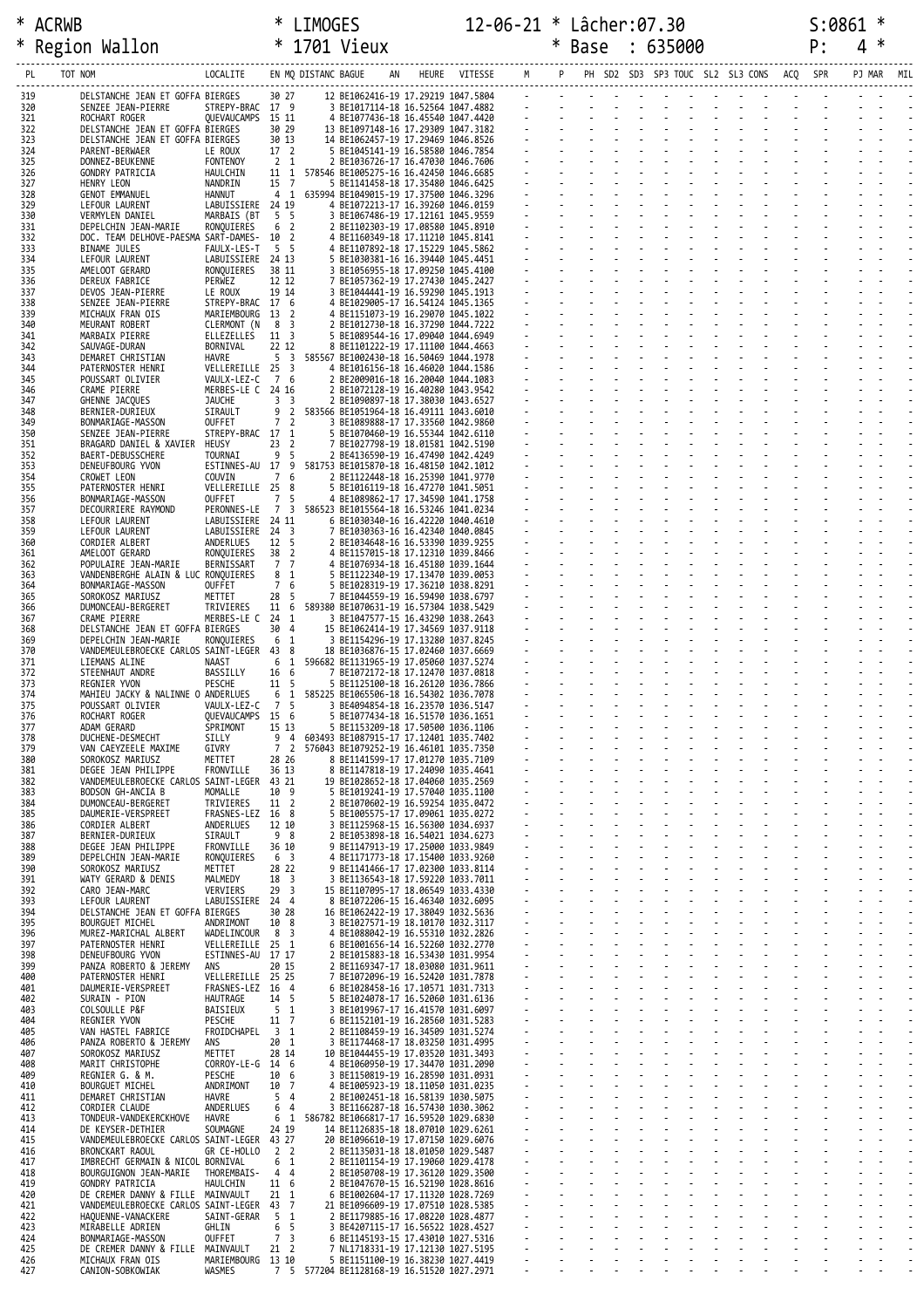| PL | TOT | NOM | LOCALITE | EN | MQ | DISTANCE | | BAGUE | AN | HEURE | VITESSE |
|---|---|---|---|---|---|---|---|---|---|---|---|
| 319 | | DELSTANCHE JEAN ET GOFFA | BIERGES | 30 | 27 | | 12 | BE1062416 | 19 | 17.29219 | 1047.5804 |
| 320 | | SENZEE JEAN-PIERRE | STREPY-BRAC | 17 | 9 | | 3 | BE1017114 | 18 | 16.52564 | 1047.4882 |
| 321 | | ROCHART ROGER | QUEVAUCAMPS | 15 | 11 | | 4 | BE1077436 | 18 | 16.45540 | 1047.4420 |
| 322 | | DELSTANCHE JEAN ET GOFFA | BIERGES | 30 | 29 | | 13 | BE1097148 | 16 | 17.29309 | 1047.3182 |
| 323 | | DELSTANCHE JEAN ET GOFFA | BIERGES | 30 | 13 | | 14 | BE1062457 | 19 | 17.29469 | 1046.8526 |
| 324 | | PARENT-BERWAER | LE ROUX | 17 | 2 | | 5 | BE1045141 | 19 | 16.58580 | 1046.7854 |
| 325 | | DONNEZ-BEUKENNE | FONTENOY | 2 | 1 | | 2 | BE1036726 | 17 | 16.47030 | 1046.7606 |
| 326 | | GONDRY PATRICIA | HAULCHIN | 11 | 1 | 578546 | | BE1005275 | 16 | 16.42450 | 1046.6685 |
| 327 | | HENRY LEON | NANDRIN | 15 | 7 | | 5 | BE1141458 | 18 | 17.35480 | 1046.6425 |
| 328 | | GENOT EMMANUEL | HANNUT | 4 | 1 | 635994 | | BE1049015 | 19 | 17.37500 | 1046.3296 |
| 329 | | LEFOUR LAURENT | LABUISSIERE | 24 | 19 | | 4 | BE1072213 | 17 | 16.39260 | 1046.0159 |
| 330 | | VERMYLEN DANIEL | MARBAIS (BT | 5 | 5 | | 3 | BE1067486 | 19 | 17.12161 | 1045.9559 |
| 331 | | DEPELCHIN JEAN-MARIE | RONQUIERES | 6 | 2 | | 2 | BE1102303 | 19 | 17.08580 | 1045.8910 |
| 332 | | DOC. TEAM DELHOVE-PAESMA | SART-DAMES- | 10 | 2 | | 4 | BE1160349 | 18 | 17.11210 | 1045.8141 |
| 333 | | BINAME JULES | FAULX-LES-T | 5 | 5 | | 4 | BE1107892 | 18 | 17.15229 | 1045.5862 |
| 334 | | LEFOUR LAURENT | LABUISSIERE | 24 | 13 | | 5 | BE1030381 | 16 | 16.39440 | 1045.4451 |
| 335 | | AMELOOT GERARD | RONQUIERES | 38 | 11 | | 3 | BE1056955 | 18 | 17.09250 | 1045.4100 |
| 336 | | DEREUX FABRICE | PERWEZ | 12 | 12 | | 7 | BE1057362 | 19 | 17.27430 | 1045.2427 |
| 337 | | DEVOS JEAN-PIERRE | LE ROUX | 19 | 14 | | 3 | BE1044441 | 19 | 16.59290 | 1045.1913 |
| 338 | | SENZEE JEAN-PIERRE | STREPY-BRAC | 17 | 6 | | 4 | BE1029005 | 17 | 16.54124 | 1045.1365 |
| 339 | | MICHAUX FRAN OIS | MARIEMBOURG | 13 | 2 | | 4 | BE1151073 | 19 | 16.29070 | 1045.1022 |
| 340 | | MEURANT ROBERT | CLERMONT (N | 8 | 3 | | 2 | BE1012730 | 18 | 16.37290 | 1044.7222 |
| 341 | | MARBAIX PIERRE | ELLEZELLES | 11 | 3 | | 5 | BE1089544 | 16 | 17.09040 | 1044.6949 |
| 342 | | SAUVAGE-DURAN | BORNIVAL | 22 | 12 | | 8 | BE1101222 | 19 | 17.11100 | 1044.4663 |
| 343 | | DEMARET CHRISTIAN | HAVRE | 5 | 3 | 585567 | | BE1002430 | 18 | 16.50469 | 1044.1978 |
| 344 | | PATERNOSTER HENRI | VELLEREILLE | 25 | 3 | | 4 | BE1016156 | 18 | 16.46020 | 1044.1586 |
| 345 | | POUSSART OLIVIER | VAULX-LEZ-C | 7 | 6 | | 2 | BE2009016 | 18 | 16.20040 | 1044.1083 |
| 346 | | CRAME PIERRE | MERBES-LE C | 24 | 16 | | 2 | BE1072128 | 19 | 16.40280 | 1043.9542 |
| 347 | | GHENNE JACQUES | JAUCHE | 3 | 3 | | 2 | BE1090897 | 18 | 17.38030 | 1043.6527 |
| 348 | | BERNIER-DURIEUX | SIRAULT | 9 | 2 | 583566 | | BE1051964 | 18 | 16.49111 | 1043.6010 |
| 349 | | BONMARIAGE-MASSON | OUFFET | 7 | 2 | | 3 | BE1089888 | 17 | 17.33560 | 1042.9860 |
| 350 | | SENZEE JEAN-PIERRE | STREPY-BRAC | 17 | 1 | | 5 | BE1070460 | 19 | 16.55344 | 1042.6110 |
| 351 | | BRAGARD DANIEL & XAVIER | HEUSY | 23 | 2 | | 7 | BE1027798 | 19 | 18.01581 | 1042.5190 |
| 352 | | BAERT-DEBUSSCHERE | TOURNAI | 9 | 5 | | 2 | BE4136590 | 19 | 16.47490 | 1042.4249 |
| 353 | | DENEUFBOURG YVON | ESTINNES-AU | 17 | 9 | 581753 | | BE1015870 | 18 | 16.48150 | 1042.1012 |
| 354 | | CROWET LEON | COUVIN | 7 | 6 | | 2 | BE1122448 | 18 | 16.25390 | 1041.9770 |
| 355 | | PATERNOSTER HENRI | VELLEREILLE | 25 | 8 | | 5 | BE1016119 | 18 | 16.47270 | 1041.5051 |
| 356 | | BONMARIAGE-MASSON | OUFFET | 7 | 5 | | 4 | BE1089862 | 17 | 17.34590 | 1041.1758 |
| 357 | | DECOURRIERE RAYMOND | PERONNES-LE | 7 | 3 | 586523 | | BE1015564 | 18 | 16.53246 | 1041.0234 |
| 358 | | LEFOUR LAURENT | LABUISSIERE | 24 | 11 | | 6 | BE1030340 | 16 | 16.42220 | 1040.4610 |
| 359 | | LEFOUR LAURENT | LABUISSIERE | 24 | 3 | | 7 | BE1030363 | 16 | 16.42340 | 1040.0845 |
| 360 | | CORDIER ALBERT | ANDERLUES | 12 | 5 | | 2 | BE1034648 | 16 | 16.53390 | 1039.9255 |
| 361 | | AMELOOT GERARD | RONQUIERES | 38 | 2 | | 4 | BE1157015 | 18 | 17.12310 | 1039.8466 |
| 362 | | POPULAIRE JEAN-MARIE | BERNISSART | 7 | 7 | | 4 | BE1076934 | 18 | 16.45180 | 1039.1644 |
| 363 | | VANDENBERGHE ALAIN & LUC | RONQUIERES | 8 | 1 | | 5 | BE1122340 | 19 | 17.13470 | 1039.0053 |
| 364 | | BONMARIAGE-MASSON | OUFFET | 7 | 6 | | 5 | BE1028319 | 19 | 17.36210 | 1038.8291 |
| 365 | | SOROKOSZ MARIUSZ | METTET | 28 | 5 | | 7 | BE1044559 | 19 | 16.59490 | 1038.6797 |
| 366 | | DUMONCEAU-BERGERET | TRIVIERES | 11 | 6 | 589380 | | BE1070631 | 19 | 16.57304 | 1038.5429 |
| 367 | | CRAME PIERRE | MERBES-LE C | 24 | 1 | | 3 | BE1047577 | 15 | 16.43290 | 1038.2643 |
| 368 | | DELSTANCHE JEAN ET GOFFA | BIERGES | 30 | 4 | | 15 | BE1062414 | 19 | 17.34569 | 1037.9118 |
| 369 | | DEPELCHIN JEAN-MARIE | RONQUIERES | 6 | 1 | | 3 | BE1154296 | 19 | 17.13280 | 1037.8245 |
| 370 | | VANDEMEULEBROECKE CARLOS | SAINT-LEGER | 43 | 8 | | 18 | BE1036876 | 15 | 17.02460 | 1037.6669 |
| 371 | | LIEMANS ALINE | NAAST | 6 | 1 | 596682 | | BE1131965 | 19 | 17.05060 | 1037.5274 |
| 372 | | STEENHAUT ANDRE | BASSILLY | 16 | 6 | | 7 | BE1072172 | 18 | 17.12470 | 1037.0818 |
| 373 | | REGNIER YVON | PESCHE | 11 | 5 | | 5 | BE1125100 | 18 | 16.26120 | 1036.7866 |
| 374 | | MAHIEU JACKY & NALINNE O | ANDERLUES | 6 | 1 | 585225 | | BE1065506 | 18 | 16.54302 | 1036.7078 |
| 375 | | POUSSART OLIVIER | VAULX-LEZ-C | 7 | 5 | | 3 | BE4094854 | 18 | 16.23570 | 1036.5147 |
| 376 | | ROCHART ROGER | QUEVAUCAMPS | 15 | 6 | | 5 | BE1077434 | 18 | 16.51570 | 1036.1651 |
| 377 | | ADAM GERARD | SPRIMONT | 15 | 13 | | 5 | BE1153209 | 18 | 17.50500 | 1036.1106 |
| 378 | | DUCHENE-DESMECHT | SILLY | 9 | 4 | 603493 | | BE1087915 | 17 | 17.12401 | 1035.7402 |
| 379 | | VAN CAEYZEELE MAXIME | GIVRY | 7 | 2 | 576043 | | BE1079252 | 19 | 16.46101 | 1035.7350 |
| 380 | | SOROKOSZ MARIUSZ | METTET | 28 | 26 | | 8 | BE1141599 | 17 | 17.01270 | 1035.7109 |
| 381 | | DEGEE JEAN PHILIPPE | FRONVILLE | 36 | 13 | | 8 | BE1147818 | 19 | 17.24090 | 1035.4641 |
| 382 | | VANDEMEULEBROECKE CARLOS | SAINT-LEGER | 43 | 21 | | 19 | BE1028652 | 18 | 17.04060 | 1035.2569 |
| 383 | | BODSON GH-ANCIA B | MOMALLE | 10 | 9 | | 5 | BE1019241 | 19 | 17.57040 | 1035.1100 |
| 384 | | DUMONCEAU-BERGERET | TRIVIERES | 11 | 2 | | 2 | BE1070602 | 19 | 16.59254 | 1035.0472 |
| 385 | | DAUMERIE-VERSPREET | FRASNES-LEZ | 16 | 8 | | 5 | BE1005575 | 17 | 17.09061 | 1035.0272 |
| 386 | | CORDIER ALBERT | ANDERLUES | 12 | 10 | | 3 | BE1125968 | 15 | 16.56300 | 1034.6937 |
| 387 | | BERNIER-DURIEUX | SIRAULT | 9 | 8 | | 2 | BE1053898 | 18 | 16.54021 | 1034.6273 |
| 388 | | DEGEE JEAN PHILIPPE | FRONVILLE | 36 | 10 | | 9 | BE1147913 | 19 | 17.25000 | 1033.9849 |
| 389 | | DEPELCHIN JEAN-MARIE | RONQUIERES | 6 | 3 | | 4 | BE1171773 | 18 | 17.15400 | 1033.9260 |
| 390 | | SOROKOSZ MARIUSZ | METTET | 28 | 22 | | 9 | BE1141466 | 17 | 17.02300 | 1033.8114 |
| 391 | | WATY GERARD & DENIS | MALMEDY | 18 | 3 | | 8 | BE1136543 | 18 | 17.59220 | 1033.7011 |
| 392 | | CARO JEAN-MARC | VERVIERS | 29 | 3 | | 15 | BE1107095 | 17 | 18.06549 | 1033.4330 |
| 393 | | LEFOUR LAURENT | LABUISSIERE | 24 | 4 | | 8 | BE1072206 | 15 | 16.46340 | 1032.6095 |
| 394 | | DELSTANCHE JEAN ET GOFFA | BIERGES | 30 | 28 | | 16 | BE1062422 | 19 | 17.38049 | 1032.5636 |
| 395 | | BOURGUET MICHEL | ANDRIMONT | 10 | 8 | | 3 | BE1027571 | 19 | 18.10170 | 1032.3117 |
| 396 | | MUREZ-MARICHAL ALBERT | WADELINCOUR | 8 | 3 | | 4 | BE1088042 | 19 | 16.55310 | 1032.2826 |
| 397 | | PATERNOSTER HENRI | VELLEREILLE | 25 | 1 | | 6 | BE1001656 | 14 | 16.52260 | 1032.2770 |
| 398 | | DENEUFBOURG YVON | ESTINNES-AU | 17 | 17 | | 2 | BE1015883 | 18 | 16.53430 | 1031.9954 |
| 399 | | PANZA ROBERTO & JEREMY | ANS | 20 | 15 | | 2 | BE1169347 | 17 | 18.03080 | 1031.9611 |
| 400 | | PATERNOSTER HENRI | VELLEREILLE | 25 | 25 | | 7 | BE1072096 | 19 | 16.52420 | 1031.7878 |
| 401 | | DAUMERIE-VERSPREET | FRASNES-LEZ | 16 | 4 | | 6 | BE1028458 | 16 | 17.10571 | 1031.7313 |
| 402 | | SURAIN - PION | HAUTRAGE | 14 | 5 | | 5 | BE1024078 | 17 | 16.52060 | 1031.6136 |
| 403 | | COLSOULLE P&F | BAISIEUX | 5 | 1 | | 3 | BE1019967 | 17 | 16.41570 | 1031.6097 |
| 404 | | REGNIER YVON | PESCHE | 11 | 7 | | 6 | BE1152101 | 19 | 16.28560 | 1031.5283 |
| 405 | | VAN HASTEL FABRICE | FROIDCHAPEL | 3 | 1 | | 2 | BE1108459 | 19 | 16.34509 | 1031.5274 |
| 406 | | PANZA ROBERTO & JEREMY | ANS | 20 | 1 | | 3 | BE1174468 | 17 | 18.03250 | 1031.4995 |
| 407 | | SOROKOSZ MARIUSZ | METTET | 28 | 14 | | 10 | BE1044455 | 19 | 17.03520 | 1031.3493 |
| 408 | | MARIT CHRISTOPHE | CORROY-LE-G | 14 | 6 | | 4 | BE1060950 | 19 | 17.34470 | 1031.2090 |
| 409 | | REGNIER G. & M. | PESCHE | 10 | 6 | | 3 | BE1150819 | 19 | 16.28590 | 1031.0931 |
| 410 | | BOURGUET MICHEL | ANDRIMONT | 10 | 7 | | 4 | BE1005923 | 19 | 18.11050 | 1031.0235 |
| 411 | | DEMARET CHRISTIAN | HAVRE | 5 | 4 | | 2 | BE1002451 | 18 | 16.58139 | 1030.5075 |
| 412 | | CORDIER CLAUDE | ANDERLUES | 6 | 4 | | 3 | BE1166287 | 18 | 16.57430 | 1030.3062 |
| 413 | | TONDEUR-VANDEKERCKHOVE | HAVRE | 6 | 1 | 586782 | | BE1066817 | 17 | 16.59520 | 1029.6830 |
| 414 | | DE KEYSER-DETHIER | SOUMAGNE | 24 | 19 | | 14 | BE1126835 | 18 | 18.07010 | 1029.6261 |
| 415 | | VANDEMEULEBROECKE CARLOS | SAINT-LEGER | 43 | 27 | | 20 | BE1096610 | 19 | 17.07150 | 1029.6076 |
| 416 | | BRONCKART RAOUL | GR CE-HOLLO | 2 | 2 | | 2 | BE1135031 | 18 | 18.01050 | 1029.5487 |
| 417 | | IMBRECHT GERMAIN & NICOL | BORNIVAL | 6 | 1 | | 2 | BE1101154 | 19 | 17.19060 | 1029.4178 |
| 418 | | BOURGUIGNON JEAN-MARIE | THOREMBAIS- | 4 | 4 | | 2 | BE1050708 | 19 | 17.36120 | 1029.3500 |
| 419 | | GONDRY PATRICIA | HAULCHIN | 11 | 6 | | 2 | BE1047670 | 15 | 16.52190 | 1028.8616 |
| 420 | | DE CREMER DANNY & FILLE | MAINVAULT | 21 | 1 | | 6 | BE1002604 | 17 | 17.11320 | 1028.7269 |
| 421 | | VANDEMEULEBROECKE CARLOS | SAINT-LEGER | 43 | 7 | | 21 | BE1096609 | 19 | 17.07510 | 1028.5385 |
| 422 | | HAQUENNE-VANACKERE | SAINT-GERAR | 5 | 1 | | 2 | BE1179885 | 16 | 17.08220 | 1028.4877 |
| 423 | | MIRABELLE ADRIEN | GHLIN | 6 | 5 | | 3 | BE4207115 | 17 | 16.56522 | 1028.4527 |
| 424 | | BONMARIAGE-MASSON | OUFFET | 7 | 3 | | 6 | BE1145193 | 15 | 17.43010 | 1027.5316 |
| 425 | | DE CREMER DANNY & FILLE | MAINVAULT | 21 | 2 | | 7 | NL1718331 | 19 | 17.12130 | 1027.5195 |
| 426 | | MICHAUX FRAN OIS | MARIEMBOURG | 13 | 10 | | 5 | BE1151100 | 19 | 16.38230 | 1027.4419 |
| 427 | | CANION-SOBKOWIAK | WASMES | 7 | 5 | 577204 | | BE1128168 | 19 | 16.51520 | 1027.2971 |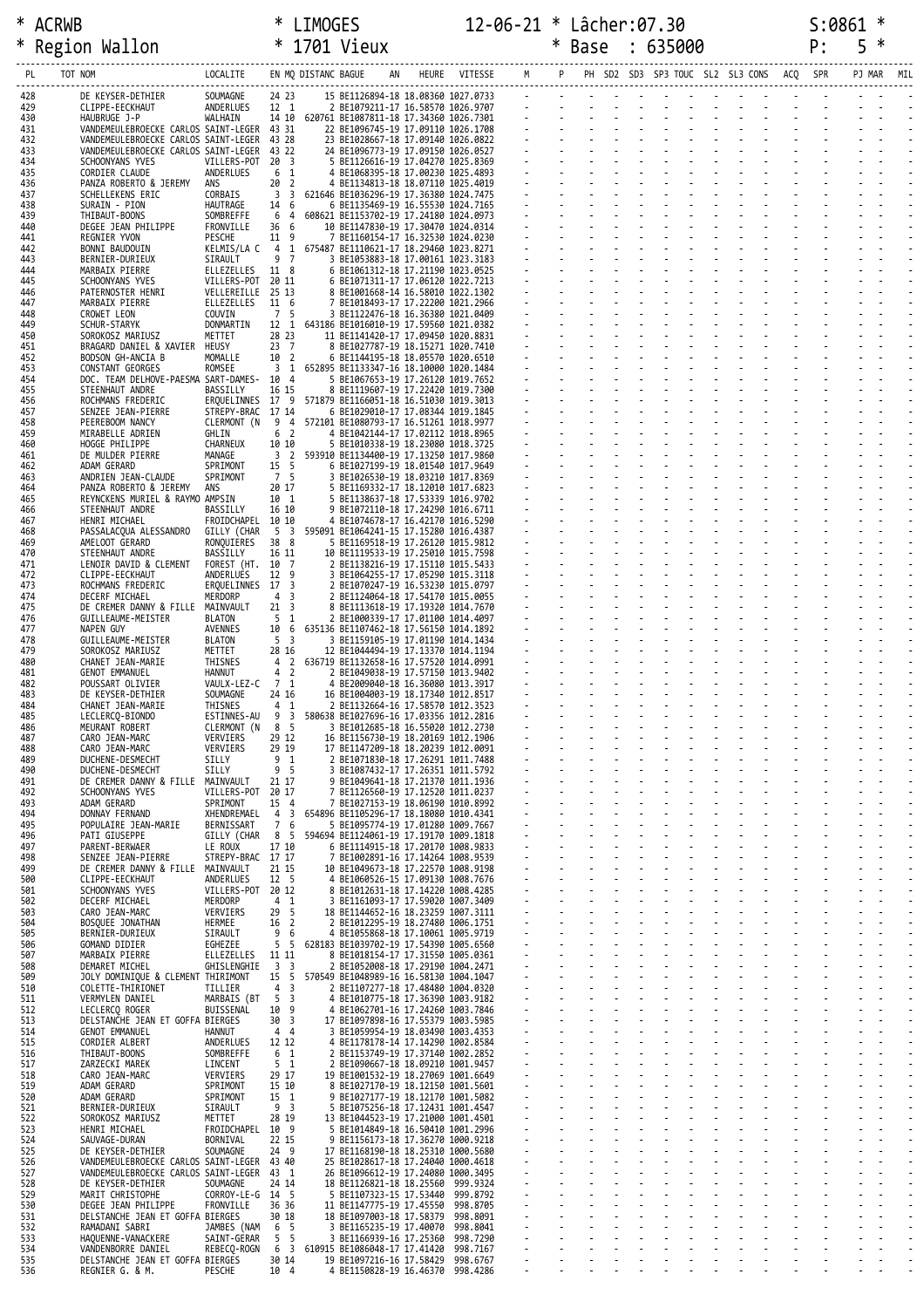| PL | TOT NOM | LOCALITE | EN | MQ | DISTANC | BAGUE | AN | HEURE | VITESSE | M | P | PH | SD2 | SD3 | SP3 | TOUC | SL2 | SL3 | CONS | ACQ | SPR | PJ | MAR | MIL |
|---|---|---|---|---|---|---|---|---|---|---|---|---|---|---|---|---|---|---|---|---|---|---|---|---|
| 428 | DE KEYSER-DETHIER | SOUMAGNE | 24 | 23 | | 15 BE1126894-18 | | 18.08360 | 1027.0733 | - | - | - | - | - | - | - | - | - | - | - | - | - | - | - |
| 429 | CLIPPE-EECKHAUT | ANDERLUES | 12 | 1 | | 2 BE1079211-17 | | 16.58570 | 1026.9707 | - | - | - | - | - | - | - | - | - | - | - | - | - | - | - |
| 430 | HAUBRUGE J-P | WALHAIN | 14 | 10 | 620761 | BE1087811-18 | | 17.34360 | 1026.7301 | - | - | - | - | - | - | - | - | - | - | - | - | - | - | - |
| 431 | VANDEMEULEBROECKE CARLOS | SAINT-LEGER | 43 | 31 | | 22 BE1096745-19 | | 17.09110 | 1026.1708 | - | - | - | - | - | - | - | - | - | - | - | - | - | - | - |
| 432 | VANDEMEULEBROECKE CARLOS | SAINT-LEGER | 43 | 28 | | 23 BE1028667-18 | | 17.09140 | 1026.0822 | - | - | - | - | - | - | - | - | - | - | - | - | - | - | - |
| 433 | VANDEMEULEBROECKE CARLOS | SAINT-LEGER | 43 | 22 | | 24 BE1096773-19 | | 17.09150 | 1026.0527 | - | - | - | - | - | - | - | - | - | - | - | - | - | - | - |
| 434 | SCHOONYANS YVES | VILLERS-POT | 20 | 3 | | 5 BE1126616-19 | | 17.04270 | 1025.8369 | - | - | - | - | - | - | - | - | - | - | - | - | - | - | - |
| 435 | CORDIER CLAUDE | ANDERLUES | 6 | 1 | | 4 BE1068395-18 | | 17.00230 | 1025.4893 | - | - | - | - | - | - | - | - | - | - | - | - | - | - | - |
| 436 | PANZA ROBERTO & JEREMY | ANS | 20 | 2 | | 4 BE1134813-18 | | 18.07110 | 1025.4019 | - | - | - | - | - | - | - | - | - | - | - | - | - | - | - |
| 437 | SCHELLEKENS ERIC | CORBAIS | 3 | 3 | 621646 | BE1036296-19 | | 17.36380 | 1024.7475 | - | - | - | - | - | - | - | - | - | - | - | - | - | - | - |
| 438 | SURAIN - PION | HAUTRAGE | 14 | 6 | | 6 BE1135469-19 | | 16.55530 | 1024.7165 | - | - | - | - | - | - | - | - | - | - | - | - | - | - | - |
| 439 | THIBAUT-BOONS | SOMBREFFE | 6 | 4 | 608621 | BE1153702-19 | | 17.24180 | 1024.0973 | - | - | - | - | - | - | - | - | - | - | - | - | - | - | - |
| 440 | DEGEE JEAN PHILIPPE | FRONVILLE | 36 | 6 | | 10 BE1147830-19 | | 17.30470 | 1024.0314 | - | - | - | - | - | - | - | - | - | - | - | - | - | - | - |
| 441 | REGNIER YVON | PESCHE | 11 | 9 | | 7 BE1160154-17 | | 16.32530 | 1024.0230 | - | - | - | - | - | - | - | - | - | - | - | - | - | - | - |
| 442 | BONNI BAUDOUIN | KELMIS/LA C | 4 | 1 | 675487 | BE1110621-17 | | 18.29460 | 1023.8271 | - | - | - | - | - | - | - | - | - | - | - | - | - | - | - |
| 443 | BERNIER-DURIEUX | SIRAULT | 9 | 7 | | 3 BE1053883-18 | | 17.00161 | 1023.3183 | - | - | - | - | - | - | - | - | - | - | - | - | - | - | - |
| 444 | MARBAIX PIERRE | ELLEZELLES | 11 | 8 | | 6 BE1061312-18 | | 17.21190 | 1023.0525 | - | - | - | - | - | - | - | - | - | - | - | - | - | - | - |
| 445 | SCHOONYANS YVES | VILLERS-POT | 20 | 11 | | 6 BE1071311-17 | | 17.06120 | 1022.7213 | - | - | - | - | - | - | - | - | - | - | - | - | - | - | - |
| 446 | PATERNOSTER HENRI | VELLEREILLE | 25 | 13 | | 8 BE1001668-14 | | 16.58010 | 1022.1302 | - | - | - | - | - | - | - | - | - | - | - | - | - | - | - |
| 447 | MARBAIX PIERRE | ELLEZELLES | 11 | 6 | | 7 BE1018493-17 | | 17.22200 | 1021.2966 | - | - | - | - | - | - | - | - | - | - | - | - | - | - | - |
| 448 | CROWET LEON | COUVIN | 7 | 5 | | 3 BE1122476-18 | | 16.36380 | 1021.0409 | - | - | - | - | - | - | - | - | - | - | - | - | - | - | - |
| 449 | SCHUR-STARYK | DONMARTIN | 12 | 1 | 643186 | BE1016010-19 | | 17.59560 | 1021.0382 | - | - | - | - | - | - | - | - | - | - | - | - | - | - | - |
| 450 | SOROKOSZ MARIUSZ | METTET | 28 | 23 | | 11 BE1141420-17 | | 17.09450 | 1020.8831 | - | - | - | - | - | - | - | - | - | - | - | - | - | - | - |
| 451 | BRAGARD DANIEL & XAVIER | HEUSY | 23 | 7 | | 8 BE1027787-19 | | 18.15271 | 1020.7410 | - | - | - | - | - | - | - | - | - | - | - | - | - | - | - |
| 452 | BODSON GH-ANCIA B | MOMALLE | 10 | 2 | | 6 BE1144195-18 | | 18.05570 | 1020.6510 | - | - | - | - | - | - | - | - | - | - | - | - | - | - | - |
| 453 | CONSTANT GEORGES | ROMSEE | 3 | 1 | 652895 | BE1133347-16 | | 18.10000 | 1020.1484 | - | - | - | - | - | - | - | - | - | - | - | - | - | - | - |
| 454 | DOC. TEAM DELHOVE-PAESMA | SART-DAMES- | 10 | 4 | | 5 BE1067653-19 | | 17.26120 | 1019.7652 | - | - | - | - | - | - | - | - | - | - | - | - | - | - | - |
| 455 | STEENHAUT ANDRE | BASSILLY | 16 | 15 | | 8 BE1119607-19 | | 17.22420 | 1019.7300 | - | - | - | - | - | - | - | - | - | - | - | - | - | - | - |
| 456 | ROCHMANS FREDERIC | ERQUELINNES | 17 | 9 | 571879 | BE1166051-18 | | 16.51030 | 1019.3013 | - | - | - | - | - | - | - | - | - | - | - | - | - | - | - |
| 457 | SENZEE JEAN-PIERRE | STREPY-BRAC | 17 | 14 | | 6 BE1029010-17 | | 17.08344 | 1019.1845 | - | - | - | - | - | - | - | - | - | - | - | - | - | - | - |
| 458 | PEEREBOOM NANCY | CLERMONT (N | 9 | 4 | 572101 | BE1080793-17 | | 16.51261 | 1018.9977 | - | - | - | - | - | - | - | - | - | - | - | - | - | - | - |
| 459 | MIRABELLE ADRIEN | GHLIN | 6 | 2 | | 4 BE1042144-17 | | 17.02112 | 1018.8965 | - | - | - | - | - | - | - | - | - | - | - | - | - | - | - |
| 460 | HOGGE PHILIPPE | CHARNEUX | 10 | 10 | | 5 BE1010338-19 | | 18.23080 | 1018.3725 | - | - | - | - | - | - | - | - | - | - | - | - | - | - | - |
| 461 | DE MULDER PIERRE | MANAGE | 3 | 2 | 593910 | BE1134400-19 | | 17.13250 | 1017.9860 | - | - | - | - | - | - | - | - | - | - | - | - | - | - | - |
| 462 | ADAM GERARD | SPRIMONT | 15 | 5 | | 6 BE1027199-19 | | 18.01540 | 1017.9649 | - | - | - | - | - | - | - | - | - | - | - | - | - | - | - |
| 463 | ANDRIEN JEAN-CLAUDE | SPRIMONT | 7 | 5 | | 3 BE1026530-19 | | 18.03210 | 1017.8369 | - | - | - | - | - | - | - | - | - | - | - | - | - | - | - |
| 464 | PANZA ROBERTO & JEREMY | ANS | 20 | 17 | | 5 BE1169332-17 | | 18.12010 | 1017.6823 | - | - | - | - | - | - | - | - | - | - | - | - | - | - | - |
| 465 | REYNCKENS MURIEL & RAYMO | AMPSIN | 10 | 1 | | 5 BE1138637-18 | | 17.53339 | 1016.9702 | - | - | - | - | - | - | - | - | - | - | - | - | - | - | - |
| 466 | STEENHAUT ANDRE | BASSILLY | 16 | 10 | | 9 BE1072110-18 | | 17.24290 | 1016.6711 | - | - | - | - | - | - | - | - | - | - | - | - | - | - | - |
| 467 | HENRI MICHAEL | FROIDCHAPEL | 10 | 10 | | 4 BE1074678-17 | | 16.42170 | 1016.5290 | - | - | - | - | - | - | - | - | - | - | - | - | - | - | - |
| 468 | PASSALACQUA ALESSANDRO | GILLY (CHAR | 5 | 3 | 595091 | BE1064241-15 | | 17.15280 | 1016.4387 | - | - | - | - | - | - | - | - | - | - | - | - | - | - | - |
| 469 | AMELOOT GERARD | RONQUIERES | 38 | 8 | | 5 BE1169518-19 | | 17.26120 | 1015.9812 | - | - | - | - | - | - | - | - | - | - | - | - | - | - | - |
| 470 | STEENHAUT ANDRE | BASSILLY | 16 | 11 | | 10 BE1119533-19 | | 17.25010 | 1015.7598 | - | - | - | - | - | - | - | - | - | - | - | - | - | - | - |
| 471 | LENOIR DAVID & CLEMENT | FOREST (HT. | 10 | 7 | | 2 BE1138216-19 | | 17.15110 | 1015.5433 | - | - | - | - | - | - | - | - | - | - | - | - | - | - | - |
| 472 | CLIPPE-EECKHAUT | ANDERLUES | 12 | 9 | | 3 BE1064255-17 | | 17.05290 | 1015.3118 | - | - | - | - | - | - | - | - | - | - | - | - | - | - | - |
| 473 | ROCHMANS FREDERIC | ERQUELINNES | 17 | 3 | | 2 BE1070247-19 | | 16.53230 | 1015.0797 | - | - | - | - | - | - | - | - | - | - | - | - | - | - | - |
| 474 | DECERF MICHAEL | MERDORP | 4 | 3 | | 2 BE1124064-18 | | 17.54170 | 1015.0055 | - | - | - | - | - | - | - | - | - | - | - | - | - | - | - |
| 475 | DE CREMER DANNY & FILLE | MAINVAULT | 21 | 3 | | 8 BE1113618-19 | | 17.19320 | 1014.7670 | - | - | - | - | - | - | - | - | - | - | - | - | - | - | - |
| 476 | GUILLEAUME-MEISTER | BLATON | 5 | 1 | | 2 BE1000339-17 | | 17.01100 | 1014.4097 | - | - | - | - | - | - | - | - | - | - | - | - | - | - | - |
| 477 | NAPEN GUY | AVENNES | 10 | 6 | 635136 | BE1107462-18 | | 17.56150 | 1014.1892 | - | - | - | - | - | - | - | - | - | - | - | - | - | - | - |
| 478 | GUILLEAUME-MEISTER | BLATON | 5 | 3 | | 3 BE1159105-19 | | 17.01190 | 1014.1434 | - | - | - | - | - | - | - | - | - | - | - | - | - | - | - |
| 479 | SOROKOSZ MARIUSZ | METTET | 28 | 16 | | 12 BE1044494-19 | | 17.13370 | 1014.1194 | - | - | - | - | - | - | - | - | - | - | - | - | - | - | - |
| 480 | CHANET JEAN-MARIE | THISNES | 4 | 2 | 636719 | BE1132658-16 | | 17.57520 | 1014.0991 | - | - | - | - | - | - | - | - | - | - | - | - | - | - | - |
| 481 | GENOT EMMANUEL | HANNUT | 4 | 2 | | 2 BE1049038-19 | | 17.57150 | 1013.9402 | - | - | - | - | - | - | - | - | - | - | - | - | - | - | - |
| 482 | POUSSART OLIVIER | VAULX-LEZ-C | 7 | 1 | | 4 BE2009040-18 | | 16.36080 | 1013.3917 | - | - | - | - | - | - | - | - | - | - | - | - | - | - | - |
| 483 | DE KEYSER-DETHIER | SOUMAGNE | 24 | 16 | | 16 BE1004003-19 | | 18.17340 | 1012.8517 | - | - | - | - | - | - | - | - | - | - | - | - | - | - | - |
| 484 | CHANET JEAN-MARIE | THISNES | 4 | 1 | | 2 BE1132664-16 | | 17.58570 | 1012.3523 | - | - | - | - | - | - | - | - | - | - | - | - | - | - | - |
| 485 | LECLERCQ-BIONDO | ESTINNES-AU | 9 | 3 | 580638 | BE1027696-16 | | 17.03356 | 1012.2816 | - | - | - | - | - | - | - | - | - | - | - | - | - | - | - |
| 486 | MEURANT ROBERT | CLERMONT (N | 8 | 5 | | 3 BE1012685-18 | | 16.55020 | 1012.2730 | - | - | - | - | - | - | - | - | - | - | - | - | - | - | - |
| 487 | CARO JEAN-MARC | VERVIERS | 29 | 12 | | 16 BE1156730-19 | | 18.20169 | 1012.1906 | - | - | - | - | - | - | - | - | - | - | - | - | - | - | - |
| 488 | CARO JEAN-MARC | VERVIERS | 29 | 19 | | 17 BE1147209-18 | | 18.20239 | 1012.0091 | - | - | - | - | - | - | - | - | - | - | - | - | - | - | - |
| 489 | DUCHENE-DESMECHT | SILLY | 9 | 1 | | 2 BE1071830-18 | | 17.26291 | 1011.7488 | - | - | - | - | - | - | - | - | - | - | - | - | - | - | - |
| 490 | DUCHENE-DESMECHT | SILLY | 9 | 5 | | 3 BE1087432-17 | | 17.26351 | 1011.5792 | - | - | - | - | - | - | - | - | - | - | - | - | - | - | - |
| 491 | DE CREMER DANNY & FILLE | MAINVAULT | 21 | 17 | | 9 BE1049641-18 | | 17.21370 | 1011.1936 | - | - | - | - | - | - | - | - | - | - | - | - | - | - | - |
| 492 | SCHOONYANS YVES | VILLERS-POT | 20 | 17 | | 7 BE1126560-19 | | 17.12520 | 1011.0237 | - | - | - | - | - | - | - | - | - | - | - | - | - | - | - |
| 493 | ADAM GERARD | SPRIMONT | 15 | 4 | | 7 BE1027153-19 | | 18.06190 | 1010.8992 | - | - | - | - | - | - | - | - | - | - | - | - | - | - | - |
| 494 | DONNAY FERNAND | XHENDREMAEL | 4 | 3 | 654896 | BE1105296-17 | | 18.18080 | 1010.4341 | - | - | - | - | - | - | - | - | - | - | - | - | - | - | - |
| 495 | POPULAIRE JEAN-MARIE | BERNISSART | 7 | 6 | | 5 BE1095774-19 | | 17.01280 | 1009.7667 | - | - | - | - | - | - | - | - | - | - | - | - | - | - | - |
| 496 | PATI GIUSEPPE | GILLY (CHAR | 8 | 5 | 594694 | BE1124061-19 | | 17.19170 | 1009.1818 | - | - | - | - | - | - | - | - | - | - | - | - | - | - | - |
| 497 | PARENT-BERWAER | LE ROUX | 17 | 10 | | 6 BE1114915-18 | | 17.20170 | 1008.9833 | - | - | - | - | - | - | - | - | - | - | - | - | - | - | - |
| 498 | SENZEE JEAN-PIERRE | STREPY-BRAC | 17 | 17 | | 7 BE1002891-16 | | 17.14264 | 1008.9539 | - | - | - | - | - | - | - | - | - | - | - | - | - | - | - |
| 499 | DE CREMER DANNY & FILLE | MAINVAULT | 21 | 15 | | 10 BE1049673-18 | | 17.22570 | 1008.9198 | - | - | - | - | - | - | - | - | - | - | - | - | - | - | - |
| 500 | CLIPPE-EECKHAUT | ANDERLUES | 12 | 5 | | 4 BE1060526-15 | | 17.09130 | 1008.7676 | - | - | - | - | - | - | - | - | - | - | - | - | - | - | - |
| 501 | SCHOONYANS YVES | VILLERS-POT | 20 | 12 | | 8 BE1012631-18 | | 17.14220 | 1008.4285 | - | - | - | - | - | - | - | - | - | - | - | - | - | - | - |
| 502 | DECERF MICHAEL | MERDORP | 4 | 1 | | 3 BE1161093-17 | | 17.59020 | 1007.3409 | - | - | - | - | - | - | - | - | - | - | - | - | - | - | - |
| 503 | CARO JEAN-MARC | VERVIERS | 29 | 5 | | 18 BE1144652-16 | | 18.23259 | 1007.3111 | - | - | - | - | - | - | - | - | - | - | - | - | - | - | - |
| 504 | BOSQUEE JONATHAN | HERMEE | 16 | 2 | | 2 BE1012295-19 | | 18.27480 | 1006.1751 | - | - | - | - | - | - | - | - | - | - | - | - | - | - | - |
| 505 | BERNIER-DURIEUX | SIRAULT | 9 | 6 | | 4 BE1055868-18 | | 17.10061 | 1005.9719 | - | - | - | - | - | - | - | - | - | - | - | - | - | - | - |
| 506 | GOMAND DIDIER | EGHEZEE | 5 | 5 | 628183 | BE1039702-19 | | 17.54390 | 1005.6560 | - | - | - | - | - | - | - | - | - | - | - | - | - | - | - |
| 507 | MARBAIX PIERRE | ELLEZELLES | 11 | 11 | | 8 BE1018154-17 | | 17.31550 | 1005.0361 | - | - | - | - | - | - | - | - | - | - | - | - | - | - | - |
| 508 | DEMARET MICHEL | GHISLENGHIE | 3 | 3 | | 2 BE1052008-18 | | 17.29190 | 1004.2471 | - | - | - | - | - | - | - | - | - | - | - | - | - | - | - |
| 509 | JOLY DOMINIQUE & CLEMENT | THIRIMONT | 15 | 5 | 570549 | BE1048989-16 | | 16.58130 | 1004.1047 | - | - | - | - | - | - | - | - | - | - | - | - | - | - | - |
| 510 | COLETTE-THIRIONET | TILLIER | 4 | 3 | | 2 BE1107277-18 | | 17.48480 | 1004.0320 | - | - | - | - | - | - | - | - | - | - | - | - | - | - | - |
| 511 | VERMYLEN DANIEL | MARBAIS (BT | 5 | 3 | | 4 BE1010775-18 | | 17.36390 | 1003.9182 | - | - | - | - | - | - | - | - | - | - | - | - | - | - | - |
| 512 | LECLERCQ ROGER | BUISSENAL | 10 | 9 | | 4 BE1062701-16 | | 17.24260 | 1003.7846 | - | - | - | - | - | - | - | - | - | - | - | - | - | - | - |
| 513 | DELSTANCHE JEAN ET GOFFA | BIERGES | 30 | 3 | | 17 BE1097898-16 | | 17.55379 | 1003.5985 | - | - | - | - | - | - | - | - | - | - | - | - | - | - | - |
| 514 | GENOT EMMANUEL | HANNUT | 4 | 4 | | 3 BE1059954-19 | | 18.03490 | 1003.4353 | - | - | - | - | - | - | - | - | - | - | - | - | - | - | - |
| 515 | CORDIER ALBERT | ANDERLUES | 12 | 12 | | 4 BE1178178-14 | | 17.14290 | 1002.8584 | - | - | - | - | - | - | - | - | - | - | - | - | - | - | - |
| 516 | THIBAUT-BOONS | SOMBREFFE | 6 | 1 | | 2 BE1153749-19 | | 17.37140 | 1002.2852 | - | - | - | - | - | - | - | - | - | - | - | - | - | - | - |
| 517 | ZARZECKI MAREK | LINCENT | 5 | 1 | | 2 BE1090667-18 | | 18.09210 | 1001.9457 | - | - | - | - | - | - | - | - | - | - | - | - | - | - | - |
| 518 | CARO JEAN-MARC | VERVIERS | 29 | 17 | | 19 BE1001532-19 | | 18.27069 | 1001.6649 | - | - | - | - | - | - | - | - | - | - | - | - | - | - | - |
| 519 | ADAM GERARD | SPRIMONT | 15 | 10 | | 8 BE1027170-19 | | 18.12150 | 1001.5601 | - | - | - | - | - | - | - | - | - | - | - | - | - | - | - |
| 520 | ADAM GERARD | SPRIMONT | 15 | 1 | | 9 BE1027177-19 | | 18.12170 | 1001.5082 | - | - | - | - | - | - | - | - | - | - | - | - | - | - | - |
| 521 | BERNIER-DURIEUX | SIRAULT | 9 | 3 | | 5 BE1075256-18 | | 17.12431 | 1001.4547 | - | - | - | - | - | - | - | - | - | - | - | - | - | - | - |
| 522 | SOROKOSZ MARIUSZ | METTET | 28 | 19 | | 13 BE1044523-19 | | 17.21000 | 1001.4501 | - | - | - | - | - | - | - | - | - | - | - | - | - | - | - |
| 523 | HENRI MICHAEL | FROIDCHAPEL | 10 | 9 | | 5 BE1014849-18 | | 16.50410 | 1001.2996 | - | - | - | - | - | - | - | - | - | - | - | - | - | - | - |
| 524 | SAUVAGE-DURAN | BORNIVAL | 22 | 15 | | 9 BE1156173-18 | | 17.36270 | 1000.9218 | - | - | - | - | - | - | - | - | - | - | - | - | - | - | - |
| 525 | DE KEYSER-DETHIER | SOUMAGNE | 24 | 9 | | 17 BE1168190-18 | | 18.25310 | 1000.5680 | - | - | - | - | - | - | - | - | - | - | - | - | - | - | - |
| 526 | VANDEMEULEBROECKE CARLOS | SAINT-LEGER | 43 | 40 | | 25 BE1028617-18 | | 17.24040 | 1000.4618 | - | - | - | - | - | - | - | - | - | - | - | - | - | - | - |
| 527 | VANDEMEULEBROECKE CARLOS | SAINT-LEGER | 43 | 1 | | 26 BE1096612-19 | | 17.24080 | 1000.3495 | - | - | - | - | - | - | - | - | - | - | - | - | - | - | - |
| 528 | DE KEYSER-DETHIER | SOUMAGNE | 24 | 14 | | 18 BE1126821-18 | | 18.25560 | 999.9324 | - | - | - | - | - | - | - | - | - | - | - | - | - | - | - |
| 529 | MARIT CHRISTOPHE | CORROY-LE-G | 14 | 5 | | 5 BE1107323-15 | | 17.53440 | 999.8792 | - | - | - | - | - | - | - | - | - | - | - | - | - | - | - |
| 530 | DEGEE JEAN PHILIPPE | FRONVILLE | 36 | 36 | | 11 BE1147775-19 | | 17.45550 | 998.8705 | - | - | - | - | - | - | - | - | - | - | - | - | - | - | - |
| 531 | DELSTANCHE JEAN ET GOFFA | BIERGES | 30 | 18 | | 18 BE1097003-18 | | 17.58379 | 998.8091 | - | - | - | - | - | - | - | - | - | - | - | - | - | - | - |
| 532 | RAMADANI SABRI | JAMBES (NAM | 6 | 5 | | 3 BE1165235-19 | | 17.40070 | 998.8041 | - | - | - | - | - | - | - | - | - | - | - | - | - | - | - |
| 533 | HAQUENNE-VANACKERE | SAINT-GERAR | 5 | 5 | | 3 BE1166939-16 | | 17.25360 | 998.7290 | - | - | - | - | - | - | - | - | - | - | - | - | - | - | - |
| 534 | VANDENBORRE DANIEL | REBECQ-ROGN | 6 | 3 | 610915 | BE1086048-17 | | 17.41420 | 998.7167 | - | - | - | - | - | - | - | - | - | - | - | - | - | - | - |
| 535 | DELSTANCHE JEAN ET GOFFA | BIERGES | 30 | 14 | | 19 BE1097216-16 | | 17.58429 | 998.6767 | - | - | - | - | - | - | - | - | - | - | - | - | - | - | - |
| 536 | REGNIER G. & M. | PESCHE | 10 | 4 | | 4 BE1150828-19 | | 16.46370 | 998.4286 | - | - | - | - | - | - | - | - | - | - | - | - | - | - | - |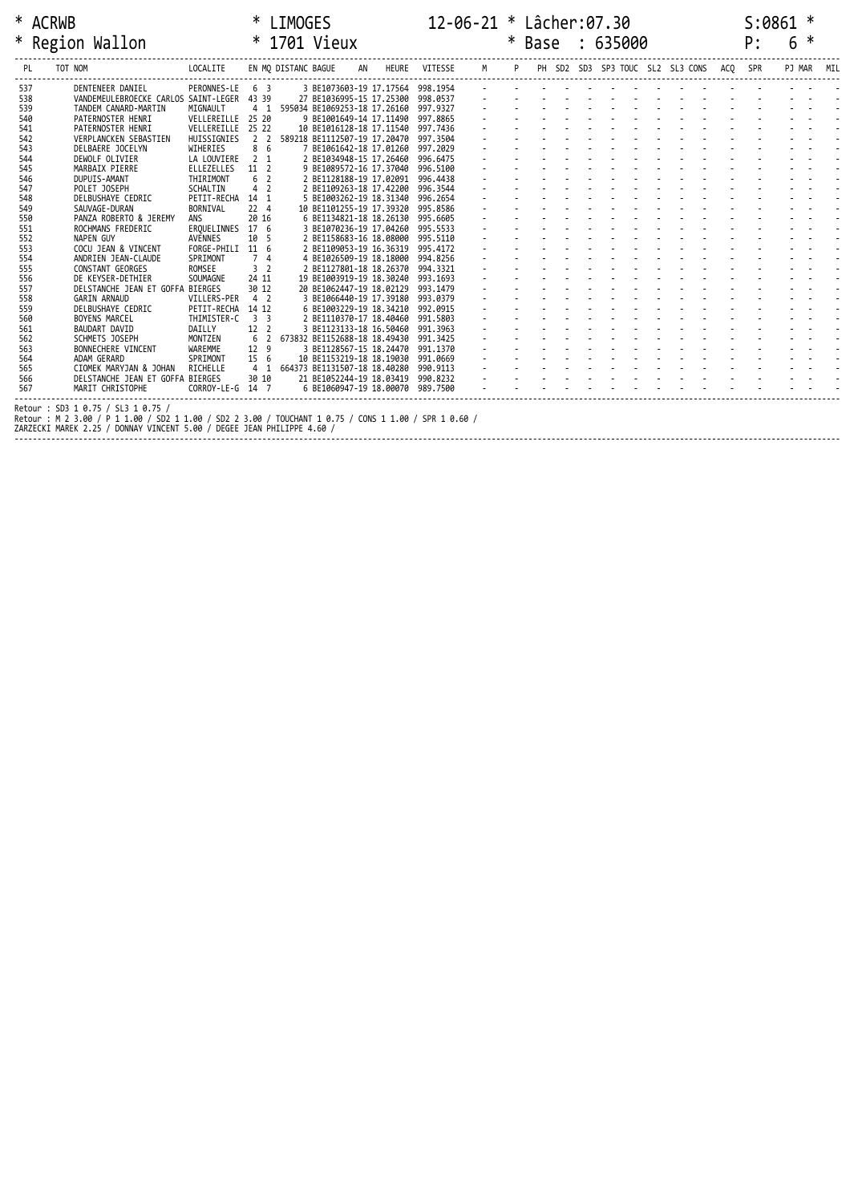\* ACRWB \* LIMOGES 12-06-21 \* Lâcher:07.30 S:0861 \*
\* Region Wallon \* 1701 Vieux \* Base : 635000 P: 6 \*

| PL | TOT NOM | LOCALITE | EN | MQ | DISTANC | BAGUE AN | HEURE | VITESSE | M | P | PH | SD2 | SD3 | SP3 | TOUC | SL2 | SL3 | CONS | ACQ | SPR | PJ | MAR | MIL |
|---|---|---|---|---|---|---|---|---|---|---|---|---|---|---|---|---|---|---|---|---|---|---|---|
| 537 | DENTENEER DANIEL | PERONNES-LE | 6 | 3 | | 3 BE1073603-19 | 17.17564 | 998.1954 | - | - | - | - | - | - | - | - | - | - | - | - | - | - | - |
| 538 | VANDEMEULEBROECKE CARLOS | SAINT-LEGER | 43 | 39 | | 27 BE1036995-15 | 17.25300 | 998.0537 | - | - | - | - | - | - | - | - | - | - | - | - | - | - | - |
| 539 | TANDEM CANARD-MARTIN | MIGNAULT | 4 | 1 | 595034 | BE1069253-18 | 17.26160 | 997.9327 | - | - | - | - | - | - | - | - | - | - | - | - | - | - | - |
| 540 | PATERNOSTER HENRI | VELLEREILLE | 25 | 20 | | 9 BE1001649-14 | 17.11490 | 997.8865 | - | - | - | - | - | - | - | - | - | - | - | - | - | - | - |
| 541 | PATERNOSTER HENRI | VELLEREILLE | 25 | 22 | | 10 BE1016128-18 | 17.11540 | 997.7436 | - | - | - | - | - | - | - | - | - | - | - | - | - | - | - |
| 542 | VERPLANCKEN SEBASTIEN | HUISSIGNIES | 2 | 2 | 589218 | BE1112507-19 | 17.20470 | 997.3504 | - | - | - | - | - | - | - | - | - | - | - | - | - | - | - |
| 543 | DELBAERE JOCELYN | WIHERIES | 8 | 6 | | 7 BE1061642-18 | 17.01260 | 997.2029 | - | - | - | - | - | - | - | - | - | - | - | - | - | - | - |
| 544 | DEWOLF OLIVIER | LA LOUVIERE | 2 | 1 | | 2 BE1034948-15 | 17.26460 | 996.6475 | - | - | - | - | - | - | - | - | - | - | - | - | - | - | - |
| 545 | MARBAIX PIERRE | ELLEZELLES | 11 | 2 | | 9 BE1089572-16 | 17.37040 | 996.5100 | - | - | - | - | - | - | - | - | - | - | - | - | - | - | - |
| 546 | DUPUIS-AMANT | THIRIMONT | 6 | 2 | | 2 BE1128188-19 | 17.02091 | 996.4438 | - | - | - | - | - | - | - | - | - | - | - | - | - | - | - |
| 547 | POLET JOSEPH | SCHALTIN | 4 | 2 | | 2 BE1109263-18 | 17.42200 | 996.3544 | - | - | - | - | - | - | - | - | - | - | - | - | - | - | - |
| 548 | DELBUSHAYE CEDRIC | PETIT-RECHA | 14 | 1 | | 5 BE1003262-19 | 18.31340 | 996.2654 | - | - | - | - | - | - | - | - | - | - | - | - | - | - | - |
| 549 | SAUVAGE-DURAN | BORNIVAL | 22 | 4 | | 10 BE1101255-19 | 17.39320 | 995.8586 | - | - | - | - | - | - | - | - | - | - | - | - | - | - | - |
| 550 | PANZA ROBERTO & JEREMY | ANS | 20 | 16 | | 6 BE1134821-18 | 18.26130 | 995.6605 | - | - | - | - | - | - | - | - | - | - | - | - | - | - | - |
| 551 | ROCHMANS FREDERIC | ERQUELINNES | 17 | 6 | | 3 BE1070236-19 | 17.04260 | 995.5533 | - | - | - | - | - | - | - | - | - | - | - | - | - | - | - |
| 552 | NAPEN GUY | AVENNES | 10 | 5 | | 2 BE1158683-16 | 18.08000 | 995.5110 | - | - | - | - | - | - | - | - | - | - | - | - | - | - | - |
| 553 | COCU JEAN & VINCENT | FORGE-PHILI | 11 | 6 | | 2 BE1109053-19 | 16.36319 | 995.4172 | - | - | - | - | - | - | - | - | - | - | - | - | - | - | - |
| 554 | ANDRIEN JEAN-CLAUDE | SPRIMONT | 7 | 4 | | 4 BE1026509-19 | 18.18000 | 994.8256 | - | - | - | - | - | - | - | - | - | - | - | - | - | - | - |
| 555 | CONSTANT GEORGES | ROMSEE | 3 | 2 | | 2 BE1127801-18 | 18.26370 | 994.3321 | - | - | - | - | - | - | - | - | - | - | - | - | - | - | - |
| 556 | DE KEYSER-DETHIER | SOUMAGNE | 24 | 11 | | 19 BE1003919-19 | 18.30240 | 993.1693 | - | - | - | - | - | - | - | - | - | - | - | - | - | - | - |
| 557 | DELSTANCHE JEAN ET GOFFA | BIERGES | 30 | 12 | | 20 BE1062447-19 | 18.02129 | 993.1479 | - | - | - | - | - | - | - | - | - | - | - | - | - | - | - |
| 558 | GARIN ARNAUD | VILLERS-PER | 4 | 2 | | 3 BE1066440-19 | 17.39180 | 993.0379 | - | - | - | - | - | - | - | - | - | - | - | - | - | - | - |
| 559 | DELBUSHAYE CEDRIC | PETIT-RECHA | 14 | 12 | | 6 BE1003229-19 | 18.34210 | 992.0915 | - | - | - | - | - | - | - | - | - | - | - | - | - | - | - |
| 560 | BOYENS MARCEL | THIMISTER-C | 3 | 3 | | 2 BE1110370-17 | 18.40460 | 991.5803 | - | - | - | - | - | - | - | - | - | - | - | - | - | - | - |
| 561 | BAUDART DAVID | DAILLY | 12 | 2 | | 3 BE1123133-18 | 16.50460 | 991.3963 | - | - | - | - | - | - | - | - | - | - | - | - | - | - | - |
| 562 | SCHMETS JOSEPH | MONTZEN | 6 | 2 | 673832 | BE1152688-18 | 18.49430 | 991.3425 | - | - | - | - | - | - | - | - | - | - | - | - | - | - | - |
| 563 | BONNECHERE VINCENT | WAREMME | 12 | 9 | | 3 BE1128567-15 | 18.24470 | 991.1370 | - | - | - | - | - | - | - | - | - | - | - | - | - | - | - |
| 564 | ADAM GERARD | SPRIMONT | 15 | 6 | | 10 BE1153219-18 | 18.19030 | 991.0669 | - | - | - | - | - | - | - | - | - | - | - | - | - | - | - |
| 565 | CIOMEK MARYJAN & JOHAN | RICHELLE | 4 | 1 | 664373 | BE1131507-18 | 18.40280 | 990.9113 | - | - | - | - | - | - | - | - | - | - | - | - | - | - | - |
| 566 | DELSTANCHE JEAN ET GOFFA | BIERGES | 30 | 10 | | 21 BE1052244-19 | 18.03419 | 990.8232 | - | - | - | - | - | - | - | - | - | - | - | - | - | - | - |
| 567 | MARIT CHRISTOPHE | CORROY-LE-G | 14 | 7 | | 6 BE1060947-19 | 18.00070 | 989.7500 | - | - | - | - | - | - | - | - | - | - | - | - | - | - | - |

Retour : SD3 1 0.75 / SL3 1 0.75 /
Retour : M 2 3.00 / P 1 1.00 / SD2 1 1.00 / SD2 2 3.00 / TOUCHANT 1 0.75 / CONS 1 1.00 / SPR 1 0.60 /
ZARZECKI MAREK 2.25 / DONNAY VINCENT 5.00 / DEGEE JEAN PHILIPPE 4.60 /